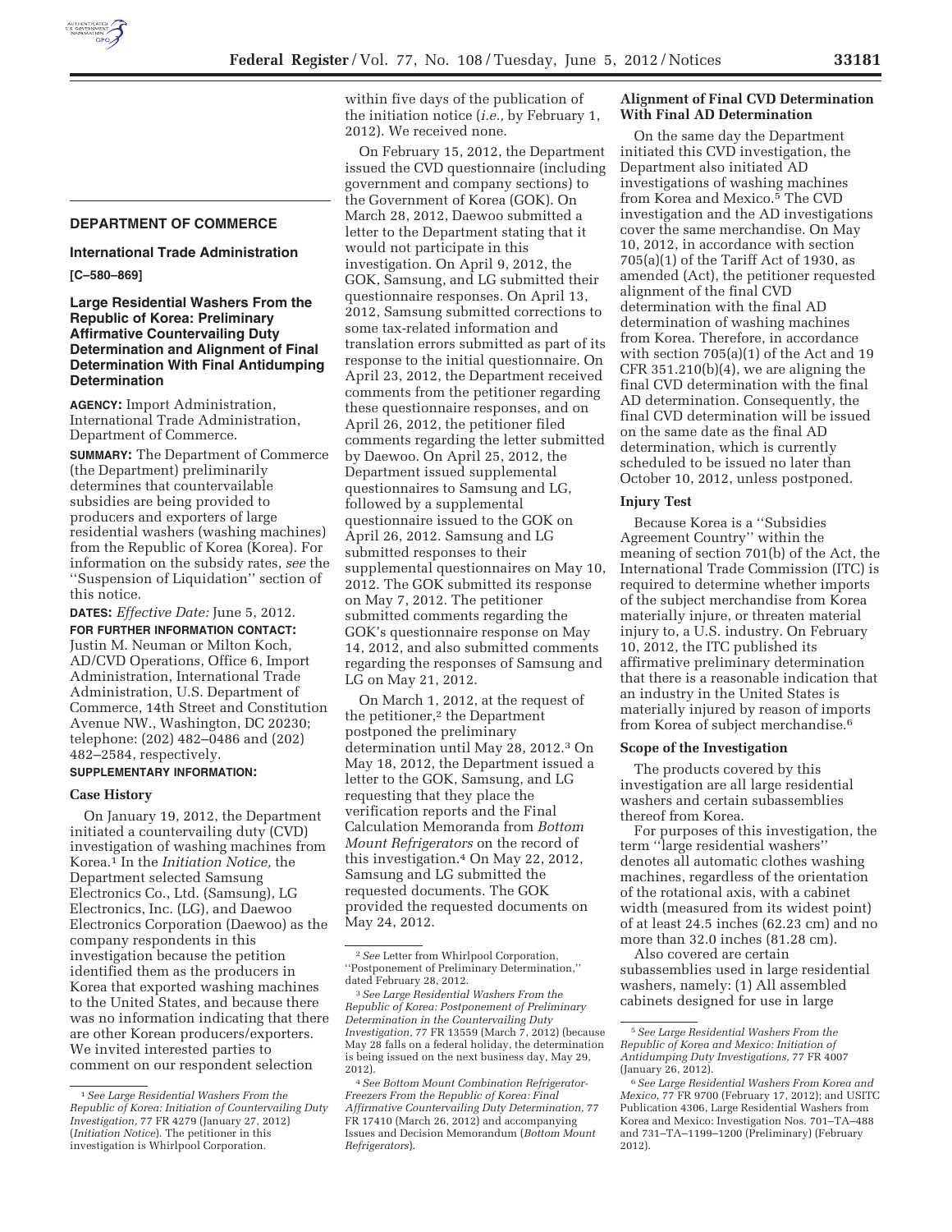## DEPARTMENT OF COMMERCE

### International Trade Administration

**[C–580–869]**

### Large Residential Washers From the Republic of Korea: Preliminary Affirmative Countervailing Duty Determination and Alignment of Final Determination With Final Antidumping Determination

**AGENCY:** Import Administration, International Trade Administration, Department of Commerce.

**SUMMARY:** The Department of Commerce (the Department) preliminarily determines that countervailable subsidies are being provided to producers and exporters of large residential washers (washing machines) from the Republic of Korea (Korea). For information on the subsidy rates, *see* the ''Suspension of Liquidation'' section of this notice.

**DATES:** *Effective Date:* June 5, 2012.

**FOR FURTHER INFORMATION CONTACT:** Justin M. Neuman or Milton Koch, AD/CVD Operations, Office 6, Import Administration, International Trade Administration, U.S. Department of Commerce, 14th Street and Constitution Avenue NW., Washington, DC 20230; telephone: (202) 482–0486 and (202) 482–2584, respectively.

**SUPPLEMENTARY INFORMATION:**

#### Case History

On January 19, 2012, the Department initiated a countervailing duty (CVD) investigation of washing machines from Korea.[1] In the *Initiation Notice,* the Department selected Samsung Electronics Co., Ltd. (Samsung), LG Electronics, Inc. (LG), and Daewoo Electronics Corporation (Daewoo) as the company respondents in this investigation because the petition identified them as the producers in Korea that exported washing machines to the United States, and because there was no information indicating that there are other Korean producers/exporters. We invited interested parties to comment on our respondent selection within five days of the publication of the initiation notice (*i.e.,* by February 1, 2012). We received none.

On February 15, 2012, the Department issued the CVD questionnaire (including government and company sections) to the Government of Korea (GOK). On March 28, 2012, Daewoo submitted a letter to the Department stating that it would not participate in this investigation. On April 9, 2012, the GOK, Samsung, and LG submitted their questionnaire responses. On April 13, 2012, Samsung submitted corrections to some tax-related information and translation errors submitted as part of its response to the initial questionnaire. On April 23, 2012, the Department received comments from the petitioner regarding these questionnaire responses, and on April 26, 2012, the petitioner filed comments regarding the letter submitted by Daewoo. On April 25, 2012, the Department issued supplemental questionnaires to Samsung and LG, followed by a supplemental questionnaire issued to the GOK on April 26, 2012. Samsung and LG submitted responses to their supplemental questionnaires on May 10, 2012. The GOK submitted its response on May 7, 2012. The petitioner submitted comments regarding the GOK's questionnaire response on May 14, 2012, and also submitted comments regarding the responses of Samsung and LG on May 21, 2012.

On March 1, 2012, at the request of the petitioner,[2] the Department postponed the preliminary determination until May 28, 2012.[3] On May 18, 2012, the Department issued a letter to the GOK, Samsung, and LG requesting that they place the verification reports and the Final Calculation Memoranda from *Bottom Mount Refrigerators* on the record of this investigation.[4] On May 22, 2012, Samsung and LG submitted the requested documents. The GOK provided the requested documents on May 24, 2012.

#### Alignment of Final CVD Determination With Final AD Determination

On the same day the Department initiated this CVD investigation, the Department also initiated AD investigations of washing machines from Korea and Mexico.[5] The CVD investigation and the AD investigations cover the same merchandise. On May 10, 2012, in accordance with section 705(a)(1) of the Tariff Act of 1930, as amended (Act), the petitioner requested alignment of the final CVD determination with the final AD determination of washing machines from Korea. Therefore, in accordance with section 705(a)(1) of the Act and 19 CFR 351.210(b)(4), we are aligning the final CVD determination with the final AD determination. Consequently, the final CVD determination will be issued on the same date as the final AD determination, which is currently scheduled to be issued no later than October 10, 2012, unless postponed.

#### Injury Test

Because Korea is a ''Subsidies Agreement Country'' within the meaning of section 701(b) of the Act, the International Trade Commission (ITC) is required to determine whether imports of the subject merchandise from Korea materially injure, or threaten material injury to, a U.S. industry. On February 10, 2012, the ITC published its affirmative preliminary determination that there is a reasonable indication that an industry in the United States is materially injured by reason of imports from Korea of subject merchandise.[6]

#### Scope of the Investigation

The products covered by this investigation are all large residential washers and certain subassemblies thereof from Korea.

For purposes of this investigation, the term ''large residential washers'' denotes all automatic clothes washing machines, regardless of the orientation of the rotational axis, with a cabinet width (measured from its widest point) of at least 24.5 inches (62.23 cm) and no more than 32.0 inches (81.28 cm).

Also covered are certain subassemblies used in large residential washers, namely: (1) All assembled cabinets designed for use in large

---

[1] *See Large Residential Washers From the Republic of Korea: Initiation of Countervailing Duty Investigation,* 77 FR 4279 (January 27, 2012) (*Initiation Notice*). The petitioner in this investigation is Whirlpool Corporation.

[2] *See* Letter from Whirlpool Corporation, ''Postponement of Preliminary Determination,'' dated February 28, 2012.

[3] *See Large Residential Washers From the Republic of Korea: Postponement of Preliminary Determination in the Countervailing Duty Investigation,* 77 FR 13559 (March 7, 2012) (because May 28 falls on a federal holiday, the determination is being issued on the next business day, May 29, 2012).

[4] *See Bottom Mount Combination Refrigerator-Freezers From the Republic of Korea: Final Affirmative Countervailing Duty Determination,* 77 FR 17410 (March 26, 2012) and accompanying Issues and Decision Memorandum (*Bottom Mount Refrigerators*).

[5] *See Large Residential Washers From the Republic of Korea and Mexico: Initiation of Antidumping Duty Investigations,* 77 FR 4007 (January 26, 2012).

[6] *See Large Residential Washers From Korea and Mexico,* 77 FR 9700 (February 17, 2012); and USITC Publication 4306, Large Residential Washers from Korea and Mexico: Investigation Nos. 701–TA–488 and 731–TA–1199–1200 (Preliminary) (February 2012).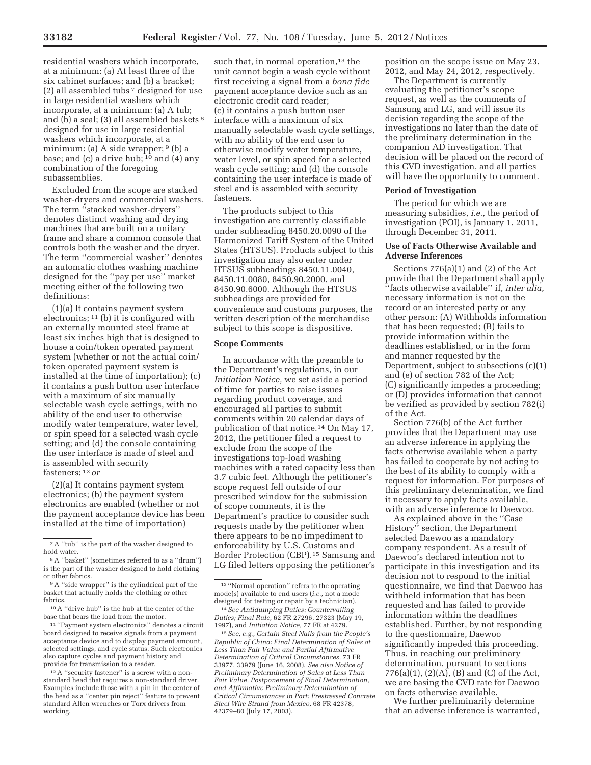residential washers which incorporate, at a minimum: (a) At least three of the six cabinet surfaces; and (b) a bracket; (2) all assembled tubs [7] designed for use in large residential washers which incorporate, at a minimum: (a) A tub; and (b) a seal; (3) all assembled baskets [8] designed for use in large residential washers which incorporate, at a minimum: (a) A side wrapper; [9] (b) a base; and (c) a drive hub; [10] and (4) any combination of the foregoing subassemblies.

Excluded from the scope are stacked washer-dryers and commercial washers. The term ''stacked washer-dryers'' denotes distinct washing and drying machines that are built on a unitary frame and share a common console that controls both the washer and the dryer. The term ''commercial washer'' denotes an automatic clothes washing machine designed for the ''pay per use'' market meeting either of the following two definitions:

(1)(a) It contains payment system electronics; [11] (b) it is configured with an externally mounted steel frame at least six inches high that is designed to house a coin/token operated payment system (whether or not the actual coin/token operated payment system is installed at the time of importation); (c) it contains a push button user interface with a maximum of six manually selectable wash cycle settings, with no ability of the end user to otherwise modify water temperature, water level, or spin speed for a selected wash cycle setting; and (d) the console containing the user interface is made of steel and is assembled with security fasteners; [12] *or*

(2)(a) It contains payment system electronics; (b) the payment system electronics are enabled (whether or not the payment acceptance device has been installed at the time of importation) such that, in normal operation, [13] the unit cannot begin a wash cycle without first receiving a signal from a *bona fide* payment acceptance device such as an electronic credit card reader; (c) it contains a push button user interface with a maximum of six manually selectable wash cycle settings, with no ability of the end user to otherwise modify water temperature, water level, or spin speed for a selected wash cycle setting; and (d) the console containing the user interface is made of steel and is assembled with security fasteners.

The products subject to this investigation are currently classifiable under subheading 8450.20.0090 of the Harmonized Tariff Schedule of the United States (HTSUS). Products subject to this investigation may also enter under HTSUS subheadings 8450.11.0040, 8450.11.0080, 8450.90.2000, and 8450.90.6000. Although the HTSUS subheadings are provided for convenience and customs purposes, the written description of the merchandise subject to this scope is dispositive.

### Scope Comments

In accordance with the preamble to the Department's regulations, in our *Initiation Notice,* we set aside a period of time for parties to raise issues regarding product coverage, and encouraged all parties to submit comments within 20 calendar days of publication of that notice.[14] On May 17, 2012, the petitioner filed a request to exclude from the scope of the investigations top-load washing machines with a rated capacity less than 3.7 cubic feet. Although the petitioner's scope request fell outside of our prescribed window for the submission of scope comments, it is the Department's practice to consider such requests made by the petitioner when there appears to be no impediment to enforceability by U.S. Customs and Border Protection (CBP).[15] Samsung and LG filed letters opposing the petitioner's position on the scope issue on May 23, 2012, and May 24, 2012, respectively.

The Department is currently evaluating the petitioner's scope request, as well as the comments of Samsung and LG, and will issue its decision regarding the scope of the investigations no later than the date of the preliminary determination in the companion AD investigation. That decision will be placed on the record of this CVD investigation, and all parties will have the opportunity to comment.

### Period of Investigation

The period for which we are measuring subsidies, *i.e.,* the period of investigation (POI), is January 1, 2011, through December 31, 2011.

### Use of Facts Otherwise Available and Adverse Inferences

Sections 776(a)(1) and (2) of the Act provide that the Department shall apply ''facts otherwise available'' if, *inter alia,* necessary information is not on the record or an interested party or any other person: (A) Withholds information that has been requested; (B) fails to provide information within the deadlines established, or in the form and manner requested by the Department, subject to subsections (c)(1) and (e) of section 782 of the Act; (C) significantly impedes a proceeding; or (D) provides information that cannot be verified as provided by section 782(i) of the Act.

Section 776(b) of the Act further provides that the Department may use an adverse inference in applying the facts otherwise available when a party has failed to cooperate by not acting to the best of its ability to comply with a request for information. For purposes of this preliminary determination, we find it necessary to apply facts available, with an adverse inference to Daewoo.

As explained above in the ''Case History'' section, the Department selected Daewoo as a mandatory company respondent. As a result of Daewoo's declared intention not to participate in this investigation and its decision not to respond to the initial questionnaire, we find that Daewoo has withheld information that has been requested and has failed to provide information within the deadlines established. Further, by not responding to the questionnaire, Daewoo significantly impeded this proceeding. Thus, in reaching our preliminary determination, pursuant to sections 776(a)(1), (2)(A), (B) and (C) of the Act, we are basing the CVD rate for Daewoo on facts otherwise available.

We further preliminarily determine that an adverse inference is warranted,

---

[7] A ''tub'' is the part of the washer designed to hold water.

[8] A ''basket'' (sometimes referred to as a ''drum'') is the part of the washer designed to hold clothing or other fabrics.

[9] A ''side wrapper'' is the cylindrical part of the basket that actually holds the clothing or other fabrics.

[10] A ''drive hub'' is the hub at the center of the base that bears the load from the motor.

[11] ''Payment system electronics'' denotes a circuit board designed to receive signals from a payment acceptance device and to display payment amount, selected settings, and cycle status. Such electronics also capture cycles and payment history and provide for transmission to a reader.

[12] A ''security fastener'' is a screw with a non-standard head that requires a non-standard driver. Examples include those with a pin in the center of the head as a ''center pin reject'' feature to prevent standard Allen wrenches or Torx drivers from working.

[13] ''Normal operation'' refers to the operating mode(s) available to end users (*i.e.,* not a mode designed for testing or repair by a technician).

[14] *See Antidumping Duties; Countervailing Duties; Final Rule,* 62 FR 27296, 27323 (May 19, 1997), and *Initiation Notice,* 77 FR at 4279.

[15] *See, e.g., Certain Steel Nails from the People's Republic of China: Final Determination of Sales at Less Than Fair Value and Partial Affirmative Determination of Critical Circumstances,* 73 FR 33977, 33979 (June 16, 2008). *See also Notice of Preliminary Determination of Sales at Less Than Fair Value, Postponement of Final Determination, and Affirmative Preliminary Determination of Critical Circumstances in Part: Prestressed Concrete Steel Wire Strand from Mexico,* 68 FR 42378, 42379–80 (July 17, 2003).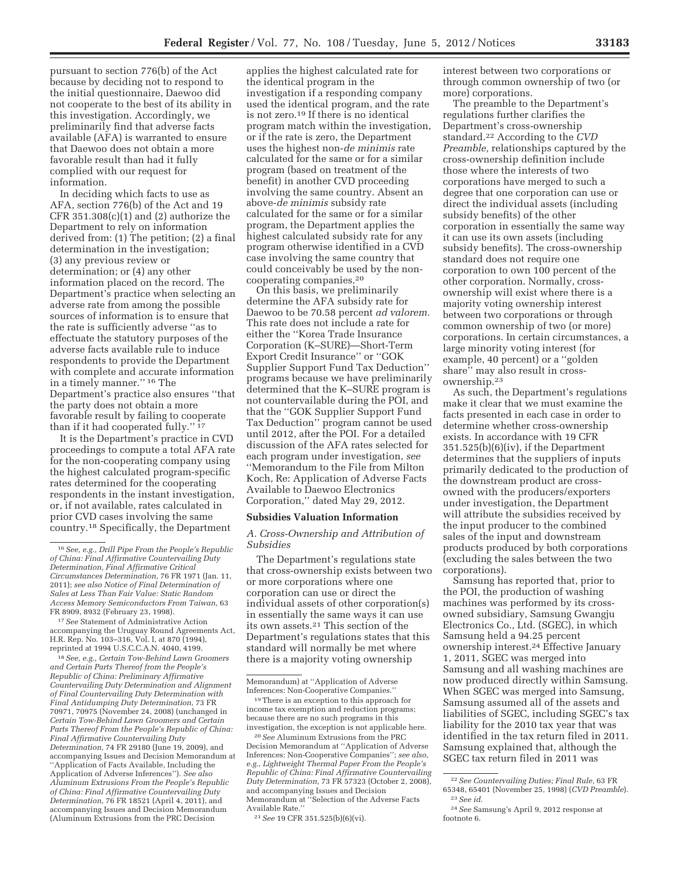pursuant to section 776(b) of the Act because by deciding not to respond to the initial questionnaire, Daewoo did not cooperate to the best of its ability in this investigation. Accordingly, we preliminarily find that adverse facts available (AFA) is warranted to ensure that Daewoo does not obtain a more favorable result than had it fully complied with our request for information.

In deciding which facts to use as AFA, section 776(b) of the Act and 19 CFR 351.308(c)(1) and (2) authorize the Department to rely on information derived from: (1) The petition; (2) a final determination in the investigation; (3) any previous review or determination; or (4) any other information placed on the record. The Department's practice when selecting an adverse rate from among the possible sources of information is to ensure that the rate is sufficiently adverse ''as to effectuate the statutory purposes of the adverse facts available rule to induce respondents to provide the Department with complete and accurate information in a timely manner.'' [16] The Department's practice also ensures ''that the party does not obtain a more favorable result by failing to cooperate than if it had cooperated fully.'' [17]

It is the Department's practice in CVD proceedings to compute a total AFA rate for the non-cooperating company using the highest calculated program-specific rates determined for the cooperating respondents in the instant investigation, or, if not available, rates calculated in prior CVD cases involving the same country.[18] Specifically, the Department applies the highest calculated rate for the identical program in the investigation if a responding company used the identical program, and the rate is not zero.[19] If there is no identical program match within the investigation, or if the rate is zero, the Department uses the highest non-*de minimis* rate calculated for the same or for a similar program (based on treatment of the benefit) in another CVD proceeding involving the same country. Absent an above-*de minimis* subsidy rate calculated for the same or for a similar program, the Department applies the highest calculated subsidy rate for any program otherwise identified in a CVD case involving the same country that could conceivably be used by the non-cooperating companies.[20]

On this basis, we preliminarily determine the AFA subsidy rate for Daewoo to be 70.58 percent *ad valorem.* This rate does not include a rate for either the ''Korea Trade Insurance Corporation (K–SURE)—Short-Term Export Credit Insurance'' or ''GOK Supplier Support Fund Tax Deduction'' programs because we have preliminarily determined that the K–SURE program is not countervailable during the POI, and that the ''GOK Supplier Support Fund Tax Deduction'' program cannot be used until 2012, after the POI. For a detailed discussion of the AFA rates selected for each program under investigation, *see* ''Memorandum to the File from Milton Koch, Re: Application of Adverse Facts Available to Daewoo Electronics Corporation,'' dated May 29, 2012.

## Subsidies Valuation Information

### *A. Cross-Ownership and Attribution of Subsidies*

The Department's regulations state that cross-ownership exists between two or more corporations where one corporation can use or direct the individual assets of other corporation(s) in essentially the same ways it can use its own assets.[21] This section of the Department's regulations states that this standard will normally be met where there is a majority voting ownership interest between two corporations or through common ownership of two (or more) corporations.

The preamble to the Department's regulations further clarifies the Department's cross-ownership standard.[22] According to the *CVD Preamble,* relationships captured by the cross-ownership definition include those where the interests of two corporations have merged to such a degree that one corporation can use or direct the individual assets (including subsidy benefits) of the other corporation in essentially the same way it can use its own assets (including subsidy benefits). The cross-ownership standard does not require one corporation to own 100 percent of the other corporation. Normally, cross-ownership will exist where there is a majority voting ownership interest between two corporations or through common ownership of two (or more) corporations. In certain circumstances, a large minority voting interest (for example, 40 percent) or a ''golden share'' may also result in cross-ownership.[23]

As such, the Department's regulations make it clear that we must examine the facts presented in each case in order to determine whether cross-ownership exists. In accordance with 19 CFR 351.525(b)(6)(iv), if the Department determines that the suppliers of inputs primarily dedicated to the production of the downstream product are cross-owned with the producers/exporters under investigation, the Department will attribute the subsidies received by the input producer to the combined sales of the input and downstream products produced by both corporations (excluding the sales between the two corporations).

Samsung has reported that, prior to the POI, the production of washing machines was performed by its cross-owned subsidiary, Samsung Gwangju Electronics Co., Ltd. (SGEC), in which Samsung held a 94.25 percent ownership interest.[24] Effective January 1, 2011, SGEC was merged into Samsung and all washing machines are now produced directly within Samsung. When SGEC was merged into Samsung, Samsung assumed all of the assets and liabilities of SGEC, including SGEC's tax liability for the 2010 tax year that was identified in the tax return filed in 2011. Samsung explained that, although the SGEC tax return filed in 2011 was

---

[16] *See, e.g., Drill Pipe From the People's Republic of China: Final Affirmative Countervailing Duty Determination, Final Affirmative Critical Circumstances Determination,* 76 FR 1971 (Jan. 11, 2011); *see also Notice of Final Determination of Sales at Less Than Fair Value: Static Random Access Memory Semiconductors From Taiwan,* 63 FR 8909, 8932 (February 23, 1998).

[17] *See* Statement of Administrative Action accompanying the Uruguay Round Agreements Act, H.R. Rep. No. 103–316, Vol. I, at 870 (1994), reprinted at 1994 U.S.C.C.A.N. 4040, 4199.

[18] *See, e.g., Certain Tow-Behind Lawn Groomers and Certain Parts Thereof from the People's Republic of China: Preliminary Affirmative Countervailing Duty Determination and Alignment of Final Countervailing Duty Determination with Final Antidumping Duty Determination,* 73 FR 70971, 70975 (November 24, 2008) (unchanged in *Certain Tow-Behind Lawn Groomers and Certain Parts Thereof From the People's Republic of China: Final Affirmative Countervailing Duty Determination,* 74 FR 29180 (June 19, 2009), and accompanying Issues and Decision Memorandum at ''Application of Facts Available, Including the Application of Adverse Inferences''). *See also Aluminum Extrusions From the People's Republic of China: Final Affirmative Countervailing Duty Determination,* 76 FR 18521 (April 4, 2011), and accompanying Issues and Decision Memorandum (Aluminum Extrusions from the PRC Decision Memorandum) at ''Application of Adverse Inferences: Non-Cooperative Companies.''

[19] There is an exception to this approach for income tax exemption and reduction programs; because there are no such programs in this investigation, the exception is not applicable here.

[20] *See* Aluminum Extrusions from the PRC Decision Memorandum at ''Application of Adverse Inferences: Non-Cooperative Companies''; *see also, e.g., Lightweight Thermal Paper From the People's Republic of China: Final Affirmative Countervailing Duty Determination,* 73 FR 57323 (October 2, 2008), and accompanying Issues and Decision Memorandum at ''Selection of the Adverse Facts Available Rate.''

[21] *See* 19 CFR 351.525(b)(6)(vi).

[22] *See Countervailing Duties; Final Rule,* 63 FR 65348, 65401 (November 25, 1998) (*CVD Preamble*).

[23] *See id.*

[24] *See* Samsung's April 9, 2012 response at footnote 6.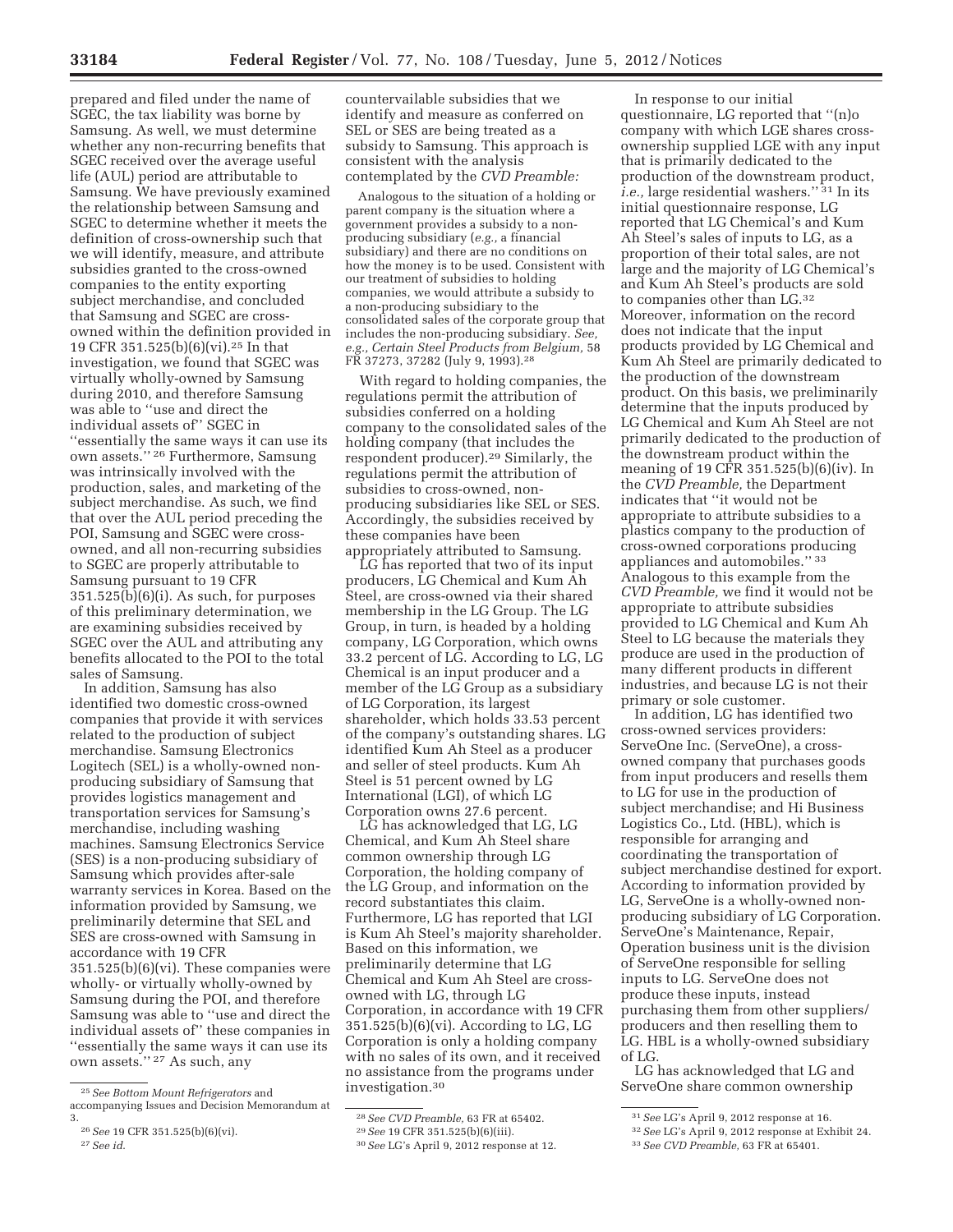prepared and filed under the name of SGEC, the tax liability was borne by Samsung. As well, we must determine whether any non-recurring benefits that SGEC received over the average useful life (AUL) period are attributable to Samsung. We have previously examined the relationship between Samsung and SGEC to determine whether it meets the definition of cross-ownership such that we will identify, measure, and attribute subsidies granted to the cross-owned companies to the entity exporting subject merchandise, and concluded that Samsung and SGEC are cross-owned within the definition provided in 19 CFR 351.525(b)(6)(vi).[25] In that investigation, we found that SGEC was virtually wholly-owned by Samsung during 2010, and therefore Samsung was able to "use and direct the individual assets of" SGEC in "essentially the same ways it can use its own assets."[26] Furthermore, Samsung was intrinsically involved with the production, sales, and marketing of the subject merchandise. As such, we find that over the AUL period preceding the POI, Samsung and SGEC were cross-owned, and all non-recurring subsidies to SGEC are properly attributable to Samsung pursuant to 19 CFR 351.525(b)(6)(i). As such, for purposes of this preliminary determination, we are examining subsidies received by SGEC over the AUL and attributing any benefits allocated to the POI to the total sales of Samsung.

In addition, Samsung has also identified two domestic cross-owned companies that provide it with services related to the production of subject merchandise. Samsung Electronics Logitech (SEL) is a wholly-owned non-producing subsidiary of Samsung that provides logistics management and transportation services for Samsung's merchandise, including washing machines. Samsung Electronics Service (SES) is a non-producing subsidiary of Samsung which provides after-sale warranty services in Korea. Based on the information provided by Samsung, we preliminarily determine that SEL and SES are cross-owned with Samsung in accordance with 19 CFR 351.525(b)(6)(vi). These companies were wholly- or virtually wholly-owned by Samsung during the POI, and therefore Samsung was able to "use and direct the individual assets of" these companies in "essentially the same ways it can use its own assets."[27] As such, any countervailable subsidies that we identify and measure as conferred on SEL or SES are being treated as a subsidy to Samsung. This approach is consistent with the analysis contemplated by the *CVD Preamble:*

> Analogous to the situation of a holding or parent company is the situation where a government provides a subsidy to a non-producing subsidiary (*e.g.,* a financial subsidiary) and there are no conditions on how the money is to be used. Consistent with our treatment of subsidies to holding companies, we would attribute a subsidy to a non-producing subsidiary to the consolidated sales of the corporate group that includes the non-producing subsidiary. *See, e.g., Certain Steel Products from Belgium,* 58 FR 37273, 37282 (July 9, 1993).[28]

With regard to holding companies, the regulations permit the attribution of subsidies conferred on a holding company to the consolidated sales of the holding company (that includes the respondent producer).[29] Similarly, the regulations permit the attribution of subsidies to cross-owned, non-producing subsidiaries like SEL or SES. Accordingly, the subsidies received by these companies have been appropriately attributed to Samsung.

LG has reported that two of its input producers, LG Chemical and Kum Ah Steel, are cross-owned via their shared membership in the LG Group. The LG Group, in turn, is headed by a holding company, LG Corporation, which owns 33.2 percent of LG. According to LG, LG Chemical is an input producer and a member of the LG Group as a subsidiary of LG Corporation, its largest shareholder, which holds 33.53 percent of the company's outstanding shares. LG identified Kum Ah Steel as a producer and seller of steel products. Kum Ah Steel is 51 percent owned by LG International (LGI), of which LG Corporation owns 27.6 percent.

LG has acknowledged that LG, LG Chemical, and Kum Ah Steel share common ownership through LG Corporation, the holding company of the LG Group, and information on the record substantiates this claim. Furthermore, LG has reported that LGI is Kum Ah Steel's majority shareholder. Based on this information, we preliminarily determine that LG Chemical and Kum Ah Steel are cross-owned with LG, through LG Corporation, in accordance with 19 CFR 351.525(b)(6)(vi). According to LG, LG Corporation is only a holding company with no sales of its own, and it received no assistance from the programs under investigation.[30]

In response to our initial questionnaire, LG reported that "(n)o company with which LGE shares cross-ownership supplied LGE with any input that is primarily dedicated to the production of the downstream product, *i.e.,* large residential washers."[31] In its initial questionnaire response, LG reported that LG Chemical's and Kum Ah Steel's sales of inputs to LG, as a proportion of their total sales, are not large and the majority of LG Chemical's and Kum Ah Steel's products are sold to companies other than LG.[32] Moreover, information on the record does not indicate that the input products provided by LG Chemical and Kum Ah Steel are primarily dedicated to the production of the downstream product. On this basis, we preliminarily determine that the inputs produced by LG Chemical and Kum Ah Steel are not primarily dedicated to the production of the downstream product within the meaning of 19 CFR 351.525(b)(6)(iv). In the *CVD Preamble,* the Department indicates that "it would not be appropriate to attribute subsidies to a plastics company to the production of cross-owned corporations producing appliances and automobiles."[33] Analogous to this example from the *CVD Preamble,* we find it would not be appropriate to attribute subsidies provided to LG Chemical and Kum Ah Steel to LG because the materials they produce are used in the production of many different products in different industries, and because LG is not their primary or sole customer.

In addition, LG has identified two cross-owned services providers: ServeOne Inc. (ServeOne), a cross-owned company that purchases goods from input producers and resells them to LG for use in the production of subject merchandise; and Hi Business Logistics Co., Ltd. (HBL), which is responsible for arranging and coordinating the transportation of subject merchandise destined for export. According to information provided by LG, ServeOne is a wholly-owned non-producing subsidiary of LG Corporation. ServeOne's Maintenance, Repair, Operation business unit is the division of ServeOne responsible for selling inputs to LG. ServeOne does not produce these inputs, instead purchasing them from other suppliers/producers and then reselling them to LG. HBL is a wholly-owned subsidiary of LG.

LG has acknowledged that LG and ServeOne share common ownership

---

[25] *See Bottom Mount Refrigerators* and accompanying Issues and Decision Memorandum at 3.

[26] *See* 19 CFR 351.525(b)(6)(vi).

[27] *See id.*

[28] *See CVD Preamble,* 63 FR at 65402.

[29] *See* 19 CFR 351.525(b)(6)(iii).

[30] *See* LG's April 9, 2012 response at 12.

[31] *See* LG's April 9, 2012 response at 16.

[32] *See* LG's April 9, 2012 response at Exhibit 24.

[33] *See CVD Preamble,* 63 FR at 65401.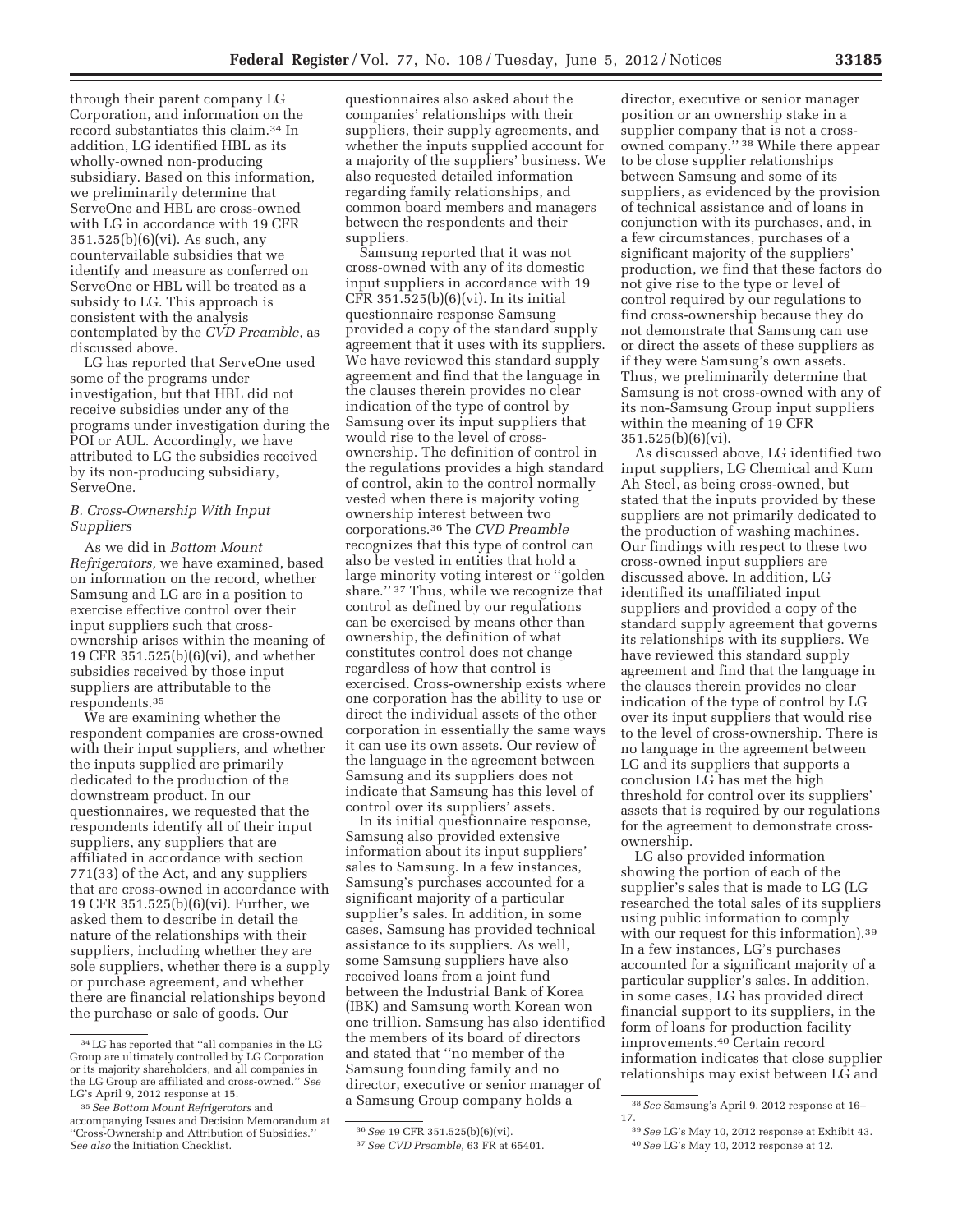through their parent company LG Corporation, and information on the record substantiates this claim.[34] In addition, LG identified HBL as its wholly-owned non-producing subsidiary. Based on this information, we preliminarily determine that ServeOne and HBL are cross-owned with LG in accordance with 19 CFR 351.525(b)(6)(vi). As such, any countervailable subsidies that we identify and measure as conferred on ServeOne or HBL will be treated as a subsidy to LG. This approach is consistent with the analysis contemplated by the *CVD Preamble,* as discussed above.

LG has reported that ServeOne used some of the programs under investigation, but that HBL did not receive subsidies under any of the programs under investigation during the POI or AUL. Accordingly, we have attributed to LG the subsidies received by its non-producing subsidiary, ServeOne.

### *B. Cross-Ownership With Input Suppliers*

As we did in *Bottom Mount Refrigerators,* we have examined, based on information on the record, whether Samsung and LG are in a position to exercise effective control over their input suppliers such that cross-ownership arises within the meaning of 19 CFR 351.525(b)(6)(vi), and whether subsidies received by those input suppliers are attributable to the respondents.[35]

We are examining whether the respondent companies are cross-owned with their input suppliers, and whether the inputs supplied are primarily dedicated to the production of the downstream product. In our questionnaires, we requested that the respondents identify all of their input suppliers, any suppliers that are affiliated in accordance with section 771(33) of the Act, and any suppliers that are cross-owned in accordance with 19 CFR 351.525(b)(6)(vi). Further, we asked them to describe in detail the nature of the relationships with their suppliers, including whether they are sole suppliers, whether there is a supply or purchase agreement, and whether there are financial relationships beyond the purchase or sale of goods. Our questionnaires also asked about the companies' relationships with their suppliers, their supply agreements, and whether the inputs supplied account for a majority of the suppliers' business. We also requested detailed information regarding family relationships, and common board members and managers between the respondents and their suppliers.

Samsung reported that it was not cross-owned with any of its domestic input suppliers in accordance with 19 CFR 351.525(b)(6)(vi). In its initial questionnaire response Samsung provided a copy of the standard supply agreement that it uses with its suppliers. We have reviewed this standard supply agreement and find that the language in the clauses therein provides no clear indication of the type of control by Samsung over its input suppliers that would rise to the level of cross-ownership. The definition of control in the regulations provides a high standard of control, akin to the control normally vested when there is majority voting ownership interest between two corporations.[36] The *CVD Preamble* recognizes that this type of control can also be vested in entities that hold a large minority voting interest or ''golden share.'' [37] Thus, while we recognize that control as defined by our regulations can be exercised by means other than ownership, the definition of what constitutes control does not change regardless of how that control is exercised. Cross-ownership exists where one corporation has the ability to use or direct the individual assets of the other corporation in essentially the same ways it can use its own assets. Our review of the language in the agreement between Samsung and its suppliers does not indicate that Samsung has this level of control over its suppliers' assets.

In its initial questionnaire response, Samsung also provided extensive information about its input suppliers' sales to Samsung. In a few instances, Samsung's purchases accounted for a significant majority of a particular supplier's sales. In addition, in some cases, Samsung has provided technical assistance to its suppliers. As well, some Samsung suppliers have also received loans from a joint fund between the Industrial Bank of Korea (IBK) and Samsung worth Korean won one trillion. Samsung has also identified the members of its board of directors and stated that ''no member of the Samsung founding family and no director, executive or senior manager of a Samsung Group company holds a director, executive or senior manager position or an ownership stake in a supplier company that is not a cross-owned company.'' [38] While there appear to be close supplier relationships between Samsung and some of its suppliers, as evidenced by the provision of technical assistance and of loans in conjunction with its purchases, and, in a few circumstances, purchases of a significant majority of the suppliers' production, we find that these factors do not give rise to the type or level of control required by our regulations to find cross-ownership because they do not demonstrate that Samsung can use or direct the assets of these suppliers as if they were Samsung's own assets. Thus, we preliminarily determine that Samsung is not cross-owned with any of its non-Samsung Group input suppliers within the meaning of 19 CFR 351.525(b)(6)(vi).

As discussed above, LG identified two input suppliers, LG Chemical and Kum Ah Steel, as being cross-owned, but stated that the inputs provided by these suppliers are not primarily dedicated to the production of washing machines. Our findings with respect to these two cross-owned input suppliers are discussed above. In addition, LG identified its unaffiliated input suppliers and provided a copy of the standard supply agreement that governs its relationships with its suppliers. We have reviewed this standard supply agreement and find that the language in the clauses therein provides no clear indication of the type of control by LG over its input suppliers that would rise to the level of cross-ownership. There is no language in the agreement between LG and its suppliers that supports a conclusion LG has met the high threshold for control over its suppliers' assets that is required by our regulations for the agreement to demonstrate cross-ownership.

LG also provided information showing the portion of each of the supplier's sales that is made to LG (LG researched the total sales of its suppliers using public information to comply with our request for this information).[39] In a few instances, LG's purchases accounted for a significant majority of a particular supplier's sales. In addition, in some cases, LG has provided direct financial support to its suppliers, in the form of loans for production facility improvements.[40] Certain record information indicates that close supplier relationships may exist between LG and

---

[34] LG has reported that ''all companies in the LG Group are ultimately controlled by LG Corporation or its majority shareholders, and all companies in the LG Group are affiliated and cross-owned.'' *See* LG's April 9, 2012 response at 15.

[35] *See Bottom Mount Refrigerators* and accompanying Issues and Decision Memorandum at ''Cross-Ownership and Attribution of Subsidies.'' *See also* the Initiation Checklist.

[36] *See* 19 CFR 351.525(b)(6)(vi).

[37] *See CVD Preamble,* 63 FR at 65401.

[38] *See* Samsung's April 9, 2012 response at 16–17.

[39] *See* LG's May 10, 2012 response at Exhibit 43.

[40] *See* LG's May 10, 2012 response at 12.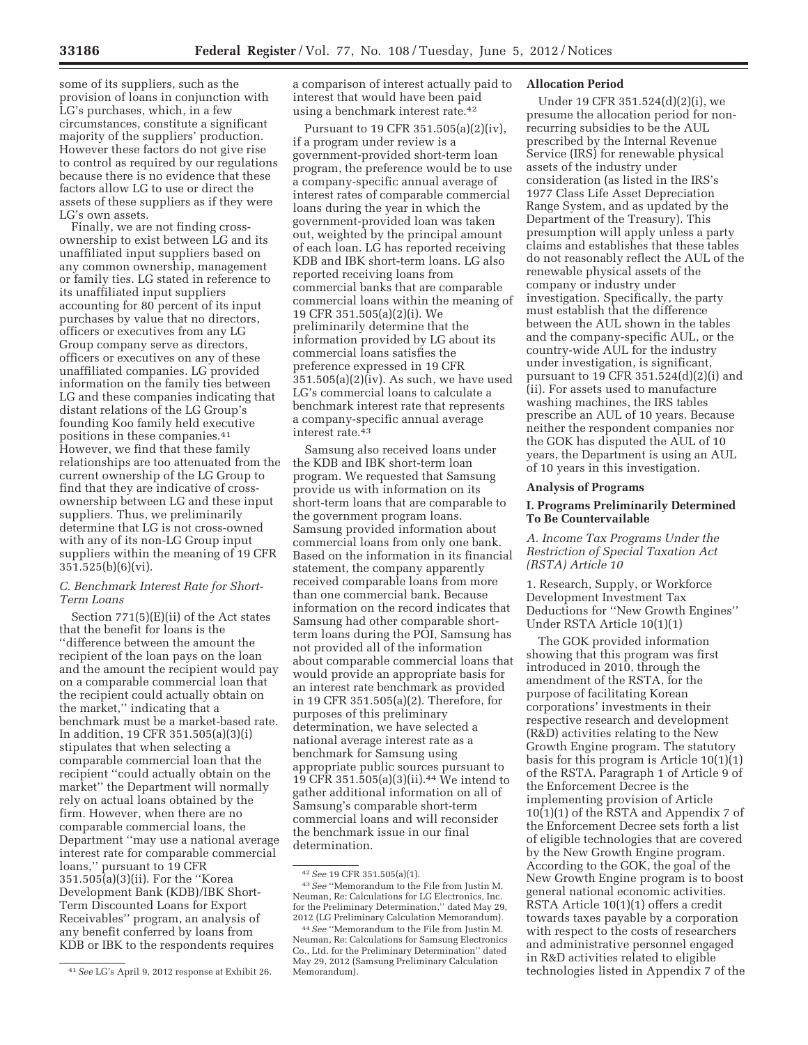some of its suppliers, such as the provision of loans in conjunction with LG's purchases, which, in a few circumstances, constitute a significant majority of the suppliers' production. However these factors do not give rise to control as required by our regulations because there is no evidence that these factors allow LG to use or direct the assets of these suppliers as if they were LG's own assets.

Finally, we are not finding cross-ownership to exist between LG and its unaffiliated input suppliers based on any common ownership, management or family ties. LG stated in reference to its unaffiliated input suppliers accounting for 80 percent of its input purchases by value that no directors, officers or executives from any LG Group company serve as directors, officers or executives on any of these unaffiliated companies. LG provided information on the family ties between LG and these companies indicating that distant relations of the LG Group's founding Koo family held executive positions in these companies.[41] However, we find that these family relationships are too attenuated from the current ownership of the LG Group to find that they are indicative of cross-ownership between LG and these input suppliers. Thus, we preliminarily determine that LG is not cross-owned with any of its non-LG Group input suppliers within the meaning of 19 CFR 351.525(b)(6)(vi).

### C. Benchmark Interest Rate for Short-Term Loans

Section 771(5)(E)(ii) of the Act states that the benefit for loans is the ''difference between the amount the recipient of the loan pays on the loan and the amount the recipient would pay on a comparable commercial loan that the recipient could actually obtain on the market,'' indicating that a benchmark must be a market-based rate. In addition, 19 CFR 351.505(a)(3)(i) stipulates that when selecting a comparable commercial loan that the recipient ''could actually obtain on the market'' the Department will normally rely on actual loans obtained by the firm. However, when there are no comparable commercial loans, the Department ''may use a national average interest rate for comparable commercial loans,'' pursuant to 19 CFR 351.505(a)(3)(ii). For the ''Korea Development Bank (KDB)/IBK Short-Term Discounted Loans for Export Receivables'' program, an analysis of any benefit conferred by loans from KDB or IBK to the respondents requires a comparison of interest actually paid to interest that would have been paid using a benchmark interest rate.[42]

Pursuant to 19 CFR 351.505(a)(2)(iv), if a program under review is a government-provided short-term loan program, the preference would be to use a company-specific annual average of interest rates of comparable commercial loans during the year in which the government-provided loan was taken out, weighted by the principal amount of each loan. LG has reported receiving KDB and IBK short-term loans. LG also reported receiving loans from commercial banks that are comparable commercial loans within the meaning of 19 CFR 351.505(a)(2)(i). We preliminarily determine that the information provided by LG about its commercial loans satisfies the preference expressed in 19 CFR 351.505(a)(2)(iv). As such, we have used LG's commercial loans to calculate a benchmark interest rate that represents a company-specific annual average interest rate.[43]

Samsung also received loans under the KDB and IBK short-term loan program. We requested that Samsung provide us with information on its short-term loans that are comparable to the government program loans. Samsung provided information about commercial loans from only one bank. Based on the information in its financial statement, the company apparently received comparable loans from more than one commercial bank. Because information on the record indicates that Samsung had other comparable short-term loans during the POI, Samsung has not provided all of the information about comparable commercial loans that would provide an appropriate basis for an interest rate benchmark as provided in 19 CFR 351.505(a)(2). Therefore, for purposes of this preliminary determination, we have selected a national average interest rate as a benchmark for Samsung using appropriate public sources pursuant to 19 CFR 351.505(a)(3)(ii).[44] We intend to gather additional information on all of Samsung's comparable short-term commercial loans and will reconsider the benchmark issue in our final determination.

### Allocation Period

Under 19 CFR 351.524(d)(2)(i), we presume the allocation period for non-recurring subsidies to be the AUL prescribed by the Internal Revenue Service (IRS) for renewable physical assets of the industry under consideration (as listed in the IRS's 1977 Class Life Asset Depreciation Range System, and as updated by the Department of the Treasury). This presumption will apply unless a party claims and establishes that these tables do not reasonably reflect the AUL of the renewable physical assets of the company or industry under investigation. Specifically, the party must establish that the difference between the AUL shown in the tables and the company-specific AUL, or the country-wide AUL for the industry under investigation, is significant, pursuant to 19 CFR 351.524(d)(2)(i) and (ii). For assets used to manufacture washing machines, the IRS tables prescribe an AUL of 10 years. Because neither the respondent companies nor the GOK has disputed the AUL of 10 years, the Department is using an AUL of 10 years in this investigation.

### Analysis of Programs

### I. Programs Preliminarily Determined To Be Countervailable

#### A. Income Tax Programs Under the Restriction of Special Taxation Act (RSTA) Article 10

1. Research, Supply, or Workforce Development Investment Tax Deductions for ''New Growth Engines'' Under RSTA Article 10(1)(1)

The GOK provided information showing that this program was first introduced in 2010, through the amendment of the RSTA, for the purpose of facilitating Korean corporations' investments in their respective research and development (R&D) activities relating to the New Growth Engine program. The statutory basis for this program is Article 10(1)(1) of the RSTA. Paragraph 1 of Article 9 of the Enforcement Decree is the implementing provision of Article 10(1)(1) of the RSTA and Appendix 7 of the Enforcement Decree sets forth a list of eligible technologies that are covered by the New Growth Engine program. According to the GOK, the goal of the New Growth Engine program is to boost general national economic activities. RSTA Article 10(1)(1) offers a credit towards taxes payable by a corporation with respect to the costs of researchers and administrative personnel engaged in R&D activities related to eligible technologies listed in Appendix 7 of the

---

[41] *See* LG's April 9, 2012 response at Exhibit 26.

[42] *See* 19 CFR 351.505(a)(1).

[43] *See* ''Memorandum to the File from Justin M. Neuman, Re: Calculations for LG Electronics, Inc. for the Preliminary Determination,'' dated May 29, 2012 (LG Preliminary Calculation Memorandum).

[44] *See* ''Memorandum to the File from Justin M. Neuman, Re: Calculations for Samsung Electronics Co., Ltd. for the Preliminary Determination'' dated May 29, 2012 (Samsung Preliminary Calculation Memorandum).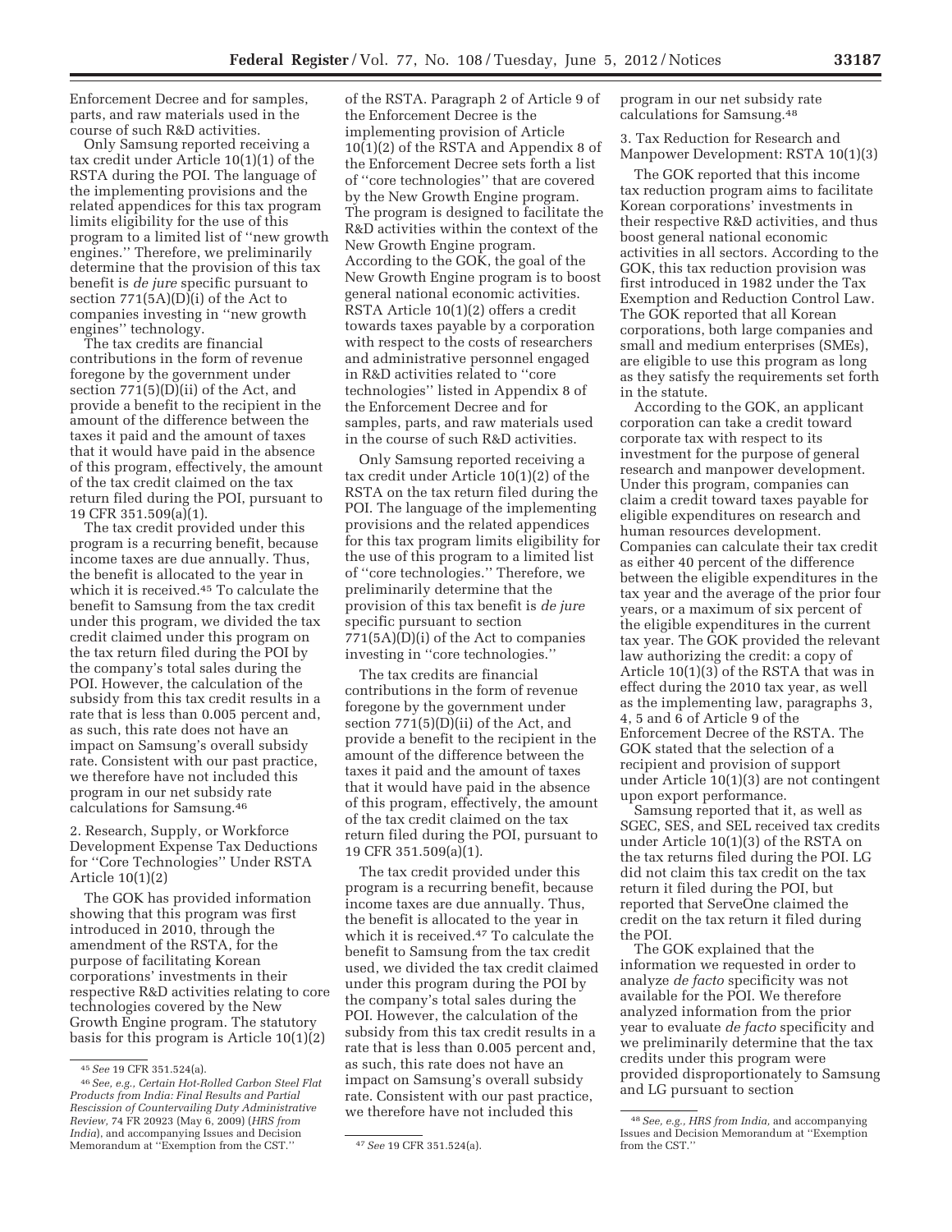Enforcement Decree and for samples, parts, and raw materials used in the course of such R&D activities.

Only Samsung reported receiving a tax credit under Article 10(1)(1) of the RSTA during the POI. The language of the implementing provisions and the related appendices for this tax program limits eligibility for the use of this program to a limited list of "new growth engines." Therefore, we preliminarily determine that the provision of this tax benefit is *de jure* specific pursuant to section 771(5A)(D)(i) of the Act to companies investing in "new growth engines" technology.

The tax credits are financial contributions in the form of revenue foregone by the government under section 771(5)(D)(ii) of the Act, and provide a benefit to the recipient in the amount of the difference between the taxes it paid and the amount of taxes that it would have paid in the absence of this program, effectively, the amount of the tax credit claimed on the tax return filed during the POI, pursuant to 19 CFR 351.509(a)(1).

The tax credit provided under this program is a recurring benefit, because income taxes are due annually. Thus, the benefit is allocated to the year in which it is received.[45] To calculate the benefit to Samsung from the tax credit under this program, we divided the tax credit claimed under this program on the tax return filed during the POI by the company's total sales during the POI. However, the calculation of the subsidy from this tax credit results in a rate that is less than 0.005 percent and, as such, this rate does not have an impact on Samsung's overall subsidy rate. Consistent with our past practice, we therefore have not included this program in our net subsidy rate calculations for Samsung.[46]

2. Research, Supply, or Workforce Development Expense Tax Deductions for "Core Technologies" Under RSTA Article 10(1)(2)

The GOK has provided information showing that this program was first introduced in 2010, through the amendment of the RSTA, for the purpose of facilitating Korean corporations' investments in their respective R&D activities relating to core technologies covered by the New Growth Engine program. The statutory basis for this program is Article 10(1)(2) of the RSTA. Paragraph 2 of Article 9 of the Enforcement Decree is the implementing provision of Article 10(1)(2) of the RSTA and Appendix 8 of the Enforcement Decree sets forth a list of "core technologies" that are covered by the New Growth Engine program. The program is designed to facilitate the R&D activities within the context of the New Growth Engine program. According to the GOK, the goal of the New Growth Engine program is to boost general national economic activities. RSTA Article 10(1)(2) offers a credit towards taxes payable by a corporation with respect to the costs of researchers and administrative personnel engaged in R&D activities related to "core technologies" listed in Appendix 8 of the Enforcement Decree and for samples, parts, and raw materials used in the course of such R&D activities.

Only Samsung reported receiving a tax credit under Article 10(1)(2) of the RSTA on the tax return filed during the POI. The language of the implementing provisions and the related appendices for this tax program limits eligibility for the use of this program to a limited list of "core technologies." Therefore, we preliminarily determine that the provision of this tax benefit is *de jure* specific pursuant to section 771(5A)(D)(i) of the Act to companies investing in "core technologies."

The tax credits are financial contributions in the form of revenue foregone by the government under section 771(5)(D)(ii) of the Act, and provide a benefit to the recipient in the amount of the difference between the taxes it paid and the amount of taxes that it would have paid in the absence of this program, effectively, the amount of the tax credit claimed on the tax return filed during the POI, pursuant to 19 CFR 351.509(a)(1).

The tax credit provided under this program is a recurring benefit, because income taxes are due annually. Thus, the benefit is allocated to the year in which it is received.[47] To calculate the benefit to Samsung from the tax credit used, we divided the tax credit claimed under this program during the POI by the company's total sales during the POI. However, the calculation of the subsidy from this tax credit results in a rate that is less than 0.005 percent and, as such, this rate does not have an impact on Samsung's overall subsidy rate. Consistent with our past practice, we therefore have not included this program in our net subsidy rate calculations for Samsung.[48]

3. Tax Reduction for Research and Manpower Development: RSTA 10(1)(3)

The GOK reported that this income tax reduction program aims to facilitate Korean corporations' investments in their respective R&D activities, and thus boost general national economic activities in all sectors. According to the GOK, this tax reduction provision was first introduced in 1982 under the Tax Exemption and Reduction Control Law. The GOK reported that all Korean corporations, both large companies and small and medium enterprises (SMEs), are eligible to use this program as long as they satisfy the requirements set forth in the statute.

According to the GOK, an applicant corporation can take a credit toward corporate tax with respect to its investment for the purpose of general research and manpower development. Under this program, companies can claim a credit toward taxes payable for eligible expenditures on research and human resources development. Companies can calculate their tax credit as either 40 percent of the difference between the eligible expenditures in the tax year and the average of the prior four years, or a maximum of six percent of the eligible expenditures in the current tax year. The GOK provided the relevant law authorizing the credit: a copy of Article 10(1)(3) of the RSTA that was in effect during the 2010 tax year, as well as the implementing law, paragraphs 3, 4, 5 and 6 of Article 9 of the Enforcement Decree of the RSTA. The GOK stated that the selection of a recipient and provision of support under Article 10(1)(3) are not contingent upon export performance.

Samsung reported that it, as well as SGEC, SES, and SEL received tax credits under Article 10(1)(3) of the RSTA on the tax returns filed during the POI. LG did not claim this tax credit on the tax return it filed during the POI, but reported that ServeOne claimed the credit on the tax return it filed during the POI.

The GOK explained that the information we requested in order to analyze *de facto* specificity was not available for the POI. We therefore analyzed information from the prior year to evaluate *de facto* specificity and we preliminarily determine that the tax credits under this program were provided disproportionately to Samsung and LG pursuant to section

[45] *See* 19 CFR 351.524(a).

[46] *See, e.g., Certain Hot-Rolled Carbon Steel Flat Products from India: Final Results and Partial Rescission of Countervailing Duty Administrative Review,* 74 FR 20923 (May 6, 2009) (*HRS from India*), and accompanying Issues and Decision Memorandum at "Exemption from the CST."

[47] *See* 19 CFR 351.524(a).

[48] *See, e.g., HRS from India,* and accompanying Issues and Decision Memorandum at "Exemption from the CST."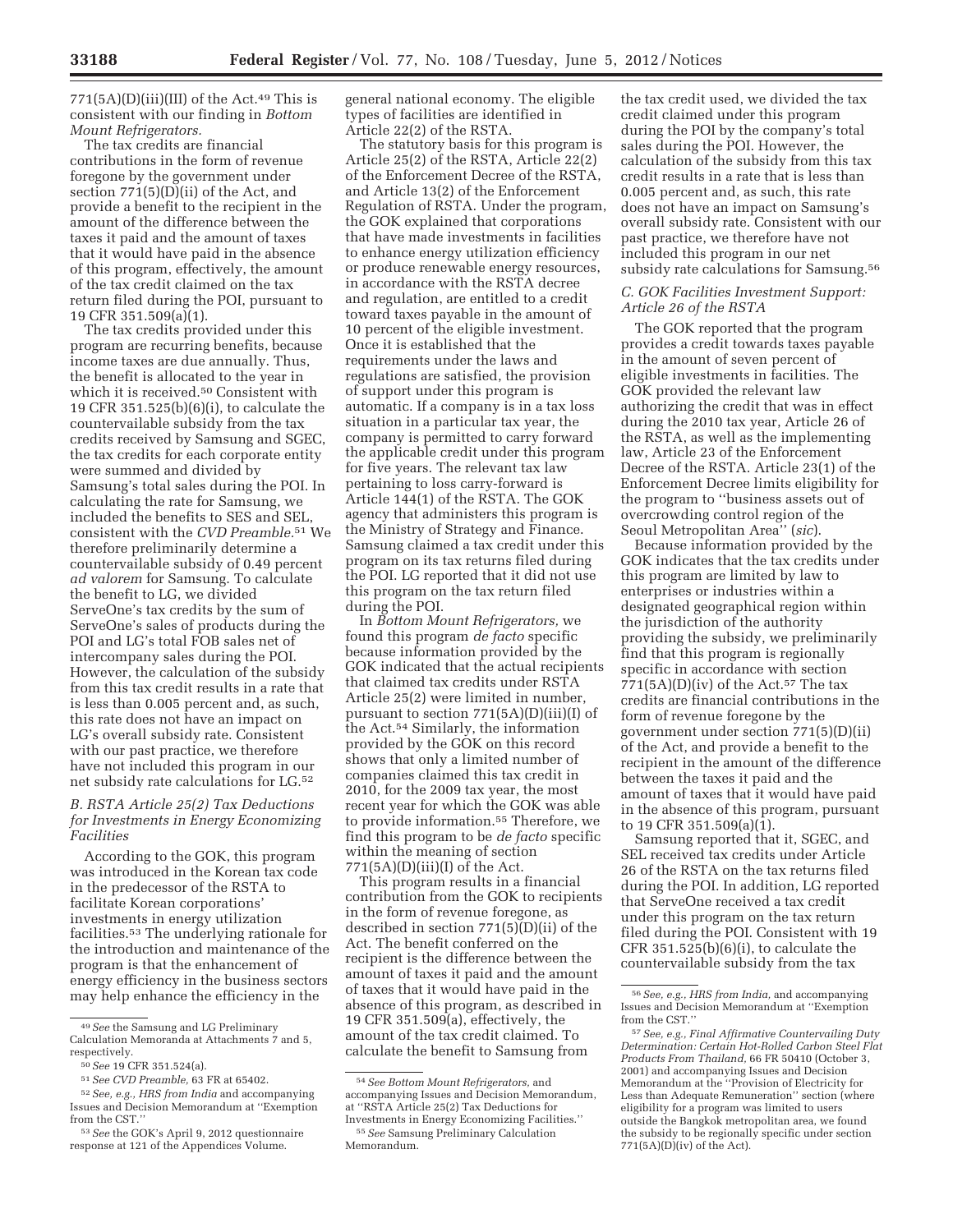771(5A)(D)(iii)(III) of the Act.[49] This is consistent with our finding in *Bottom Mount Refrigerators.*

The tax credits are financial contributions in the form of revenue foregone by the government under section 771(5)(D)(ii) of the Act, and provide a benefit to the recipient in the amount of the difference between the taxes it paid and the amount of taxes that it would have paid in the absence of this program, effectively, the amount of the tax credit claimed on the tax return filed during the POI, pursuant to 19 CFR 351.509(a)(1).

The tax credits provided under this program are recurring benefits, because income taxes are due annually. Thus, the benefit is allocated to the year in which it is received.[50] Consistent with 19 CFR 351.525(b)(6)(i), to calculate the countervailable subsidy from the tax credits received by Samsung and SGEC, the tax credits for each corporate entity were summed and divided by Samsung's total sales during the POI. In calculating the rate for Samsung, we included the benefits to SES and SEL, consistent with the *CVD Preamble.*[51] We therefore preliminarily determine a countervailable subsidy of 0.49 percent *ad valorem* for Samsung. To calculate the benefit to LG, we divided ServeOne's tax credits by the sum of ServeOne's sales of products during the POI and LG's total FOB sales net of intercompany sales during the POI. However, the calculation of the subsidy from this tax credit results in a rate that is less than 0.005 percent and, as such, this rate does not have an impact on LG's overall subsidy rate. Consistent with our past practice, we therefore have not included this program in our net subsidy rate calculations for LG.[52]

### *B. RSTA Article 25(2) Tax Deductions for Investments in Energy Economizing Facilities*

According to the GOK, this program was introduced in the Korean tax code in the predecessor of the RSTA to facilitate Korean corporations' investments in energy utilization facilities.[53] The underlying rationale for the introduction and maintenance of the program is that the enhancement of energy efficiency in the business sectors may help enhance the efficiency in the general national economy. The eligible types of facilities are identified in Article 22(2) of the RSTA.

The statutory basis for this program is Article 25(2) of the RSTA, Article 22(2) of the Enforcement Decree of the RSTA, and Article 13(2) of the Enforcement Regulation of RSTA. Under the program, the GOK explained that corporations that have made investments in facilities to enhance energy utilization efficiency or produce renewable energy resources, in accordance with the RSTA decree and regulation, are entitled to a credit toward taxes payable in the amount of 10 percent of the eligible investment. Once it is established that the requirements under the laws and regulations are satisfied, the provision of support under this program is automatic. If a company is in a tax loss situation in a particular tax year, the company is permitted to carry forward the applicable credit under this program for five years. The relevant tax law pertaining to loss carry-forward is Article 144(1) of the RSTA. The GOK agency that administers this program is the Ministry of Strategy and Finance. Samsung claimed a tax credit under this program on its tax returns filed during the POI. LG reported that it did not use this program on the tax return filed during the POI.

In *Bottom Mount Refrigerators,* we found this program *de facto* specific because information provided by the GOK indicated that the actual recipients that claimed tax credits under RSTA Article 25(2) were limited in number, pursuant to section 771(5A)(D)(iii)(I) of the Act.[54] Similarly, the information provided by the GOK on this record shows that only a limited number of companies claimed this tax credit in 2010, for the 2009 tax year, the most recent year for which the GOK was able to provide information.[55] Therefore, we find this program to be *de facto* specific within the meaning of section 771(5A)(D)(iii)(I) of the Act.

This program results in a financial contribution from the GOK to recipients in the form of revenue foregone, as described in section 771(5)(D)(ii) of the Act. The benefit conferred on the recipient is the difference between the amount of taxes it paid and the amount of taxes that it would have paid in the absence of this program, as described in 19 CFR 351.509(a), effectively, the amount of the tax credit claimed. To calculate the benefit to Samsung from the tax credit used, we divided the tax credit claimed under this program during the POI by the company's total sales during the POI. However, the calculation of the subsidy from this tax credit results in a rate that is less than 0.005 percent and, as such, this rate does not have an impact on Samsung's overall subsidy rate. Consistent with our past practice, we therefore have not included this program in our net subsidy rate calculations for Samsung.[56]

### *C. GOK Facilities Investment Support: Article 26 of the RSTA*

The GOK reported that the program provides a credit towards taxes payable in the amount of seven percent of eligible investments in facilities. The GOK provided the relevant law authorizing the credit that was in effect during the 2010 tax year, Article 26 of the RSTA, as well as the implementing law, Article 23 of the Enforcement Decree of the RSTA. Article 23(1) of the Enforcement Decree limits eligibility for the program to "business assets out of overcrowding control region of the Seoul Metropolitan Area" (*sic*).

Because information provided by the GOK indicates that the tax credits under this program are limited by law to enterprises or industries within a designated geographical region within the jurisdiction of the authority providing the subsidy, we preliminarily find that this program is regionally specific in accordance with section 771(5A)(D)(iv) of the Act.[57] The tax credits are financial contributions in the form of revenue foregone by the government under section 771(5)(D)(ii) of the Act, and provide a benefit to the recipient in the amount of the difference between the taxes it paid and the amount of taxes that it would have paid in the absence of this program, pursuant to 19 CFR 351.509(a)(1).

Samsung reported that it, SGEC, and SEL received tax credits under Article 26 of the RSTA on the tax returns filed during the POI. In addition, LG reported that ServeOne received a tax credit under this program on the tax return filed during the POI. Consistent with 19 CFR 351.525(b)(6)(i), to calculate the countervailable subsidy from the tax

---

[49] *See* the Samsung and LG Preliminary Calculation Memoranda at Attachments 7 and 5, respectively.

[50] *See* 19 CFR 351.524(a).

[51] *See CVD Preamble,* 63 FR at 65402.

[52] *See, e.g., HRS from India* and accompanying Issues and Decision Memorandum at "Exemption from the CST."

[53] *See* the GOK's April 9, 2012 questionnaire response at 121 of the Appendices Volume.

[54] *See Bottom Mount Refrigerators,* and accompanying Issues and Decision Memorandum, at "RSTA Article 25(2) Tax Deductions for Investments in Energy Economizing Facilities."

[55] *See* Samsung Preliminary Calculation Memorandum.

[56] *See, e.g., HRS from India,* and accompanying Issues and Decision Memorandum at "Exemption from the CST."

[57] *See, e.g., Final Affirmative Countervailing Duty Determination: Certain Hot-Rolled Carbon Steel Flat Products From Thailand,* 66 FR 50410 (October 3, 2001) and accompanying Issues and Decision Memorandum at the "Provision of Electricity for Less than Adequate Remuneration" section (where eligibility for a program was limited to users outside the Bangkok metropolitan area, we found the subsidy to be regionally specific under section 771(5A)(D)(iv) of the Act).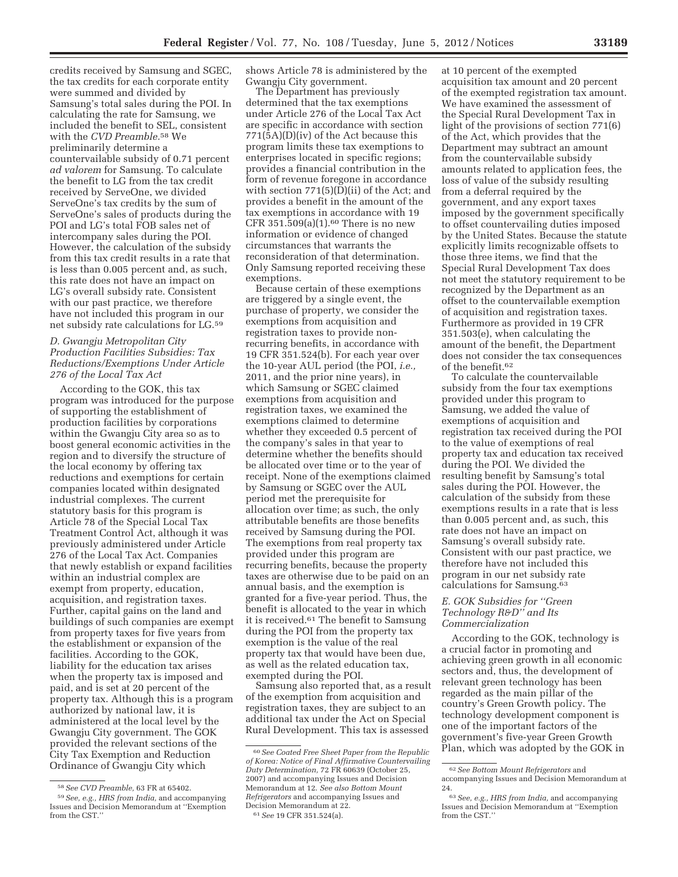credits received by Samsung and SGEC, the tax credits for each corporate entity were summed and divided by Samsung's total sales during the POI. In calculating the rate for Samsung, we included the benefit to SEL, consistent with the *CVD Preamble*.[58] We preliminarily determine a countervailable subsidy of 0.71 percent *ad valorem* for Samsung. To calculate the benefit to LG from the tax credit received by ServeOne, we divided ServeOne's tax credits by the sum of ServeOne's sales of products during the POI and LG's total FOB sales net of intercompany sales during the POI. However, the calculation of the subsidy from this tax credit results in a rate that is less than 0.005 percent and, as such, this rate does not have an impact on LG's overall subsidy rate. Consistent with our past practice, we therefore have not included this program in our net subsidy rate calculations for LG.[59]

### *D. Gwangju Metropolitan City Production Facilities Subsidies: Tax Reductions/Exemptions Under Article 276 of the Local Tax Act*

According to the GOK, this tax program was introduced for the purpose of supporting the establishment of production facilities by corporations within the Gwangju City area so as to boost general economic activities in the region and to diversify the structure of the local economy by offering tax reductions and exemptions for certain companies located within designated industrial complexes. The current statutory basis for this program is Article 78 of the Special Local Tax Treatment Control Act, although it was previously administered under Article 276 of the Local Tax Act. Companies that newly establish or expand facilities within an industrial complex are exempt from property, education, acquisition, and registration taxes. Further, capital gains on the land and buildings of such companies are exempt from property taxes for five years from the establishment or expansion of the facilities. According to the GOK, liability for the education tax arises when the property tax is imposed and paid, and is set at 20 percent of the property tax. Although this is a program authorized by national law, it is administered at the local level by the Gwangju City government. The GOK provided the relevant sections of the City Tax Exemption and Reduction Ordinance of Gwangju City which shows Article 78 is administered by the Gwangju City government.

The Department has previously determined that the tax exemptions under Article 276 of the Local Tax Act are specific in accordance with section 771(5A)(D)(iv) of the Act because this program limits these tax exemptions to enterprises located in specific regions; provides a financial contribution in the form of revenue foregone in accordance with section 771(5)(D)(ii) of the Act; and provides a benefit in the amount of the tax exemptions in accordance with 19 CFR 351.509(a)(1).[60] There is no new information or evidence of changed circumstances that warrants the reconsideration of that determination. Only Samsung reported receiving these exemptions.

Because certain of these exemptions are triggered by a single event, the purchase of property, we consider the exemptions from acquisition and registration taxes to provide non-recurring benefits, in accordance with 19 CFR 351.524(b). For each year over the 10-year AUL period (the POI, *i.e.,* 2011, and the prior nine years), in which Samsung or SGEC claimed exemptions from acquisition and registration taxes, we examined the exemptions claimed to determine whether they exceeded 0.5 percent of the company's sales in that year to determine whether the benefits should be allocated over time or to the year of receipt. None of the exemptions claimed by Samsung or SGEC over the AUL period met the prerequisite for allocation over time; as such, the only attributable benefits are those benefits received by Samsung during the POI. The exemptions from real property tax provided under this program are recurring benefits, because the property taxes are otherwise due to be paid on an annual basis, and the exemption is granted for a five-year period. Thus, the benefit is allocated to the year in which it is received.[61] The benefit to Samsung during the POI from the property tax exemption is the value of the real property tax that would have been due, as well as the related education tax, exempted during the POI.

Samsung also reported that, as a result of the exemption from acquisition and registration taxes, they are subject to an additional tax under the Act on Special Rural Development. This tax is assessed at 10 percent of the exempted acquisition tax amount and 20 percent of the exempted registration tax amount. We have examined the assessment of the Special Rural Development Tax in light of the provisions of section 771(6) of the Act, which provides that the Department may subtract an amount from the countervailable subsidy amounts related to application fees, the loss of value of the subsidy resulting from a deferral required by the government, and any export taxes imposed by the government specifically to offset countervailing duties imposed by the United States. Because the statute explicitly limits recognizable offsets to those three items, we find that the Special Rural Development Tax does not meet the statutory requirement to be recognized by the Department as an offset to the countervailable exemption of acquisition and registration taxes. Furthermore as provided in 19 CFR 351.503(e), when calculating the amount of the benefit, the Department does not consider the tax consequences of the benefit.[62]

To calculate the countervailable subsidy from the four tax exemptions provided under this program to Samsung, we added the value of exemptions of acquisition and registration tax received during the POI to the value of exemptions of real property tax and education tax received during the POI. We divided the resulting benefit by Samsung's total sales during the POI. However, the calculation of the subsidy from these exemptions results in a rate that is less than 0.005 percent and, as such, this rate does not have an impact on Samsung's overall subsidy rate. Consistent with our past practice, we therefore have not included this program in our net subsidy rate calculations for Samsung.[63]

### *E. GOK Subsidies for "Green Technology R&D" and Its Commercialization*

According to the GOK, technology is a crucial factor in promoting and achieving green growth in all economic sectors and, thus, the development of relevant green technology has been regarded as the main pillar of the country's Green Growth policy. The technology development component is one of the important factors of the government's five-year Green Growth Plan, which was adopted by the GOK in

---

[58] *See CVD Preamble,* 63 FR at 65402.

[59] *See, e.g., HRS from India,* and accompanying Issues and Decision Memorandum at "Exemption from the CST."

[60] *See Coated Free Sheet Paper from the Republic of Korea: Notice of Final Affirmative Countervailing Duty Determination,* 72 FR 60639 (October 25, 2007) and accompanying Issues and Decision Memorandum at 12. *See also Bottom Mount Refrigerators* and accompanying Issues and Decision Memorandum at 22.

[61] *See* 19 CFR 351.524(a).

[62] *See Bottom Mount Refrigerators* and accompanying Issues and Decision Memorandum at 24.

[63] *See, e.g., HRS from India,* and accompanying Issues and Decision Memorandum at "Exemption from the CST."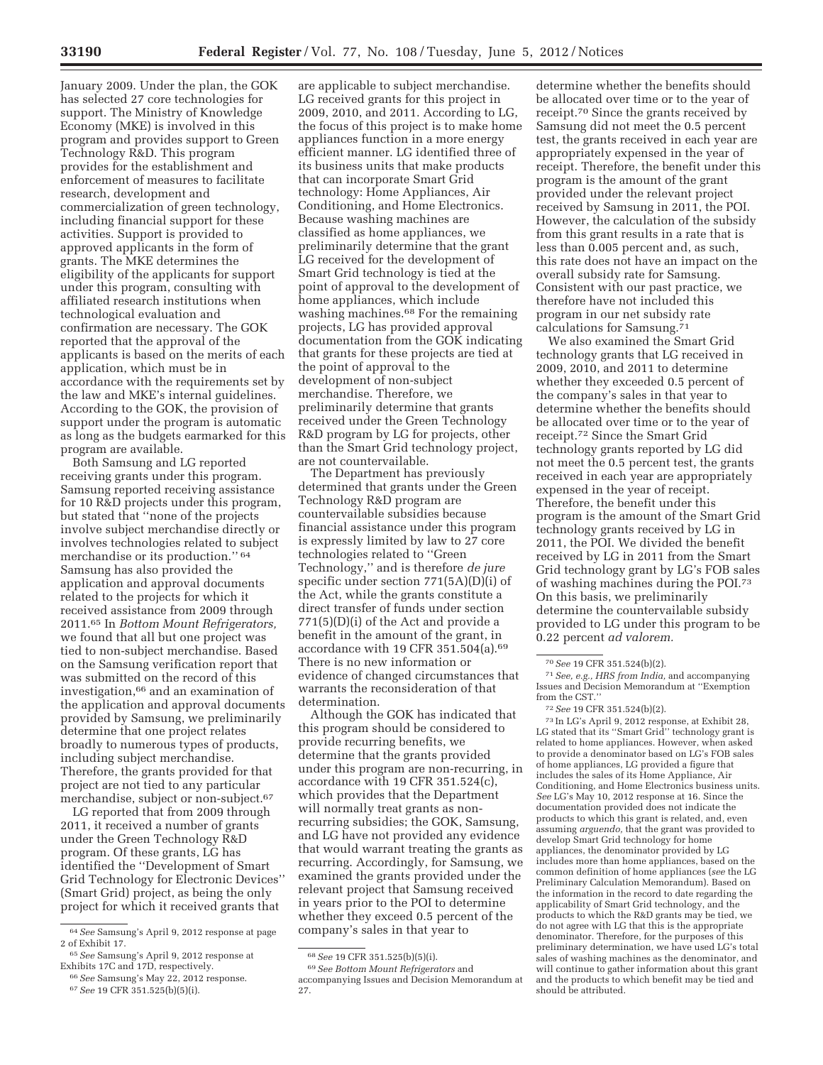January 2009. Under the plan, the GOK has selected 27 core technologies for support. The Ministry of Knowledge Economy (MKE) is involved in this program and provides support to Green Technology R&D. This program provides for the establishment and enforcement of measures to facilitate research, development and commercialization of green technology, including financial support for these activities. Support is provided to approved applicants in the form of grants. The MKE determines the eligibility of the applicants for support under this program, consulting with affiliated research institutions when technological evaluation and confirmation are necessary. The GOK reported that the approval of the applicants is based on the merits of each application, which must be in accordance with the requirements set by the law and MKE's internal guidelines. According to the GOK, the provision of support under the program is automatic as long as the budgets earmarked for this program are available.

Both Samsung and LG reported receiving grants under this program. Samsung reported receiving assistance for 10 R&D projects under this program, but stated that "none of the projects involve subject merchandise directly or involves technologies related to subject merchandise or its production." [64] Samsung has also provided the application and approval documents related to the projects for which it received assistance from 2009 through 2011.[65] In *Bottom Mount Refrigerators,* we found that all but one project was tied to non-subject merchandise. Based on the Samsung verification report that was submitted on the record of this investigation,[66] and an examination of the application and approval documents provided by Samsung, we preliminarily determine that one project relates broadly to numerous types of products, including subject merchandise. Therefore, the grants provided for that project are not tied to any particular merchandise, subject or non-subject.[67]

LG reported that from 2009 through 2011, it received a number of grants under the Green Technology R&D program. Of these grants, LG has identified the "Development of Smart Grid Technology for Electronic Devices" (Smart Grid) project, as being the only project for which it received grants that are applicable to subject merchandise. LG received grants for this project in 2009, 2010, and 2011. According to LG, the focus of this project is to make home appliances function in a more energy efficient manner. LG identified three of its business units that make products that can incorporate Smart Grid technology: Home Appliances, Air Conditioning, and Home Electronics. Because washing machines are classified as home appliances, we preliminarily determine that the grant LG received for the development of Smart Grid technology is tied at the point of approval to the development of home appliances, which include washing machines.[68] For the remaining projects, LG has provided approval documentation from the GOK indicating that grants for these projects are tied at the point of approval to the development of non-subject merchandise. Therefore, we preliminarily determine that grants received under the Green Technology R&D program by LG for projects, other than the Smart Grid technology project, are not countervailable.

The Department has previously determined that grants under the Green Technology R&D program are countervailable subsidies because financial assistance under this program is expressly limited by law to 27 core technologies related to "Green Technology," and is therefore *de jure* specific under section 771(5A)(D)(i) of the Act, while the grants constitute a direct transfer of funds under section 771(5)(D)(i) of the Act and provide a benefit in the amount of the grant, in accordance with 19 CFR 351.504(a).[69] There is no new information or evidence of changed circumstances that warrants the reconsideration of that determination.

Although the GOK has indicated that this program should be considered to provide recurring benefits, we determine that the grants provided under this program are non-recurring, in accordance with 19 CFR 351.524(c), which provides that the Department will normally treat grants as non-recurring subsidies; the GOK, Samsung, and LG have not provided any evidence that would warrant treating the grants as recurring. Accordingly, for Samsung, we examined the grants provided under the relevant project that Samsung received in years prior to the POI to determine whether they exceed 0.5 percent of the company's sales in that year to determine whether the benefits should be allocated over time or to the year of receipt.[70] Since the grants received by Samsung did not meet the 0.5 percent test, the grants received in each year are appropriately expensed in the year of receipt. Therefore, the benefit under this program is the amount of the grant provided under the relevant project received by Samsung in 2011, the POI. However, the calculation of the subsidy from this grant results in a rate that is less than 0.005 percent and, as such, this rate does not have an impact on the overall subsidy rate for Samsung. Consistent with our past practice, we therefore have not included this program in our net subsidy rate calculations for Samsung.[71]

We also examined the Smart Grid technology grants that LG received in 2009, 2010, and 2011 to determine whether they exceeded 0.5 percent of the company's sales in that year to determine whether the benefits should be allocated over time or to the year of receipt.[72] Since the Smart Grid technology grants reported by LG did not meet the 0.5 percent test, the grants received in each year are appropriately expensed in the year of receipt. Therefore, the benefit under this program is the amount of the Smart Grid technology grants received by LG in 2011, the POI. We divided the benefit received by LG in 2011 from the Smart Grid technology grant by LG's FOB sales of washing machines during the POI.[73] On this basis, we preliminarily determine the countervailable subsidy provided to LG under this program to be 0.22 percent *ad valorem.*

---

[64] *See* Samsung's April 9, 2012 response at page 2 of Exhibit 17.

[65] *See* Samsung's April 9, 2012 response at Exhibits 17C and 17D, respectively.

[66] *See* Samsung's May 22, 2012 response.

[67] *See* 19 CFR 351.525(b)(5)(i).

[68] *See* 19 CFR 351.525(b)(5)(i).

[69] *See Bottom Mount Refrigerators* and accompanying Issues and Decision Memorandum at 27.

[70] *See* 19 CFR 351.524(b)(2).

[71] *See, e.g., HRS from India,* and accompanying Issues and Decision Memorandum at "Exemption from the CST."

[72] *See* 19 CFR 351.524(b)(2).

[73] In LG's April 9, 2012 response, at Exhibit 28, LG stated that its "Smart Grid" technology grant is related to home appliances. However, when asked to provide a denominator based on LG's FOB sales of home appliances, LG provided a figure that includes the sales of its Home Appliance, Air Conditioning, and Home Electronics business units. *See* LG's May 10, 2012 response at 16. Since the documentation provided does not indicate the products to which this grant is related, and, even assuming *arguendo,* that the grant was provided to develop Smart Grid technology for home appliances, the denominator provided by LG includes more than home appliances, based on the common definition of home appliances (*see* the LG Preliminary Calculation Memorandum). Based on the information in the record to date regarding the applicability of Smart Grid technology, and the products to which the R&D grants may be tied, we do not agree with LG that this is the appropriate denominator. Therefore, for the purposes of this preliminary determination, we have used LG's total sales of washing machines as the denominator, and will continue to gather information about this grant and the products to which benefit may be tied and should be attributed.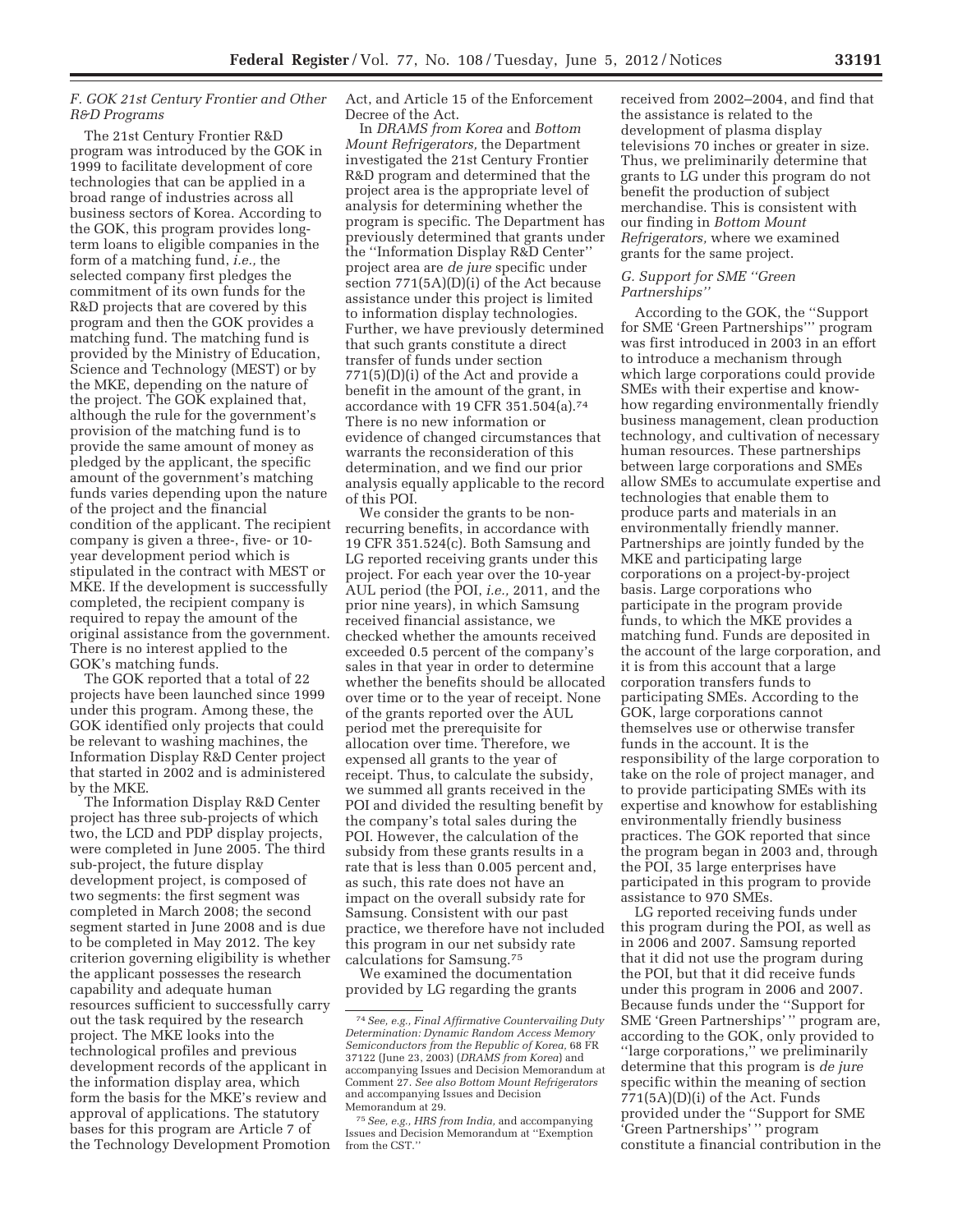### F. GOK 21st Century Frontier and Other R&D Programs

The 21st Century Frontier R&D program was introduced by the GOK in 1999 to facilitate development of core technologies that can be applied in a broad range of industries across all business sectors of Korea. According to the GOK, this program provides long-term loans to eligible companies in the form of a matching fund, *i.e.,* the selected company first pledges the commitment of its own funds for the R&D projects that are covered by this program and then the GOK provides a matching fund. The matching fund is provided by the Ministry of Education, Science and Technology (MEST) or by the MKE, depending on the nature of the project. The GOK explained that, although the rule for the government's provision of the matching fund is to provide the same amount of money as pledged by the applicant, the specific amount of the government's matching funds varies depending upon the nature of the project and the financial condition of the applicant. The recipient company is given a three-, five- or 10-year development period which is stipulated in the contract with MEST or MKE. If the development is successfully completed, the recipient company is required to repay the amount of the original assistance from the government. There is no interest applied to the GOK's matching funds.

The GOK reported that a total of 22 projects have been launched since 1999 under this program. Among these, the GOK identified only projects that could be relevant to washing machines, the Information Display R&D Center project that started in 2002 and is administered by the MKE.

The Information Display R&D Center project has three sub-projects of which two, the LCD and PDP display projects, were completed in June 2005. The third sub-project, the future display development project, is composed of two segments: the first segment was completed in March 2008; the second segment started in June 2008 and is due to be completed in May 2012. The key criterion governing eligibility is whether the applicant possesses the research capability and adequate human resources sufficient to successfully carry out the task required by the research project. The MKE looks into the technological profiles and previous development records of the applicant in the information display area, which form the basis for the MKE's review and approval of applications. The statutory bases for this program are Article 7 of the Technology Development Promotion Act, and Article 15 of the Enforcement Decree of the Act.

In *DRAMS from Korea* and *Bottom Mount Refrigerators,* the Department investigated the 21st Century Frontier R&D program and determined that the project area is the appropriate level of analysis for determining whether the program is specific. The Department has previously determined that grants under the ''Information Display R&D Center'' project area are *de jure* specific under section 771(5A)(D)(i) of the Act because assistance under this project is limited to information display technologies. Further, we have previously determined that such grants constitute a direct transfer of funds under section 771(5)(D)(i) of the Act and provide a benefit in the amount of the grant, in accordance with 19 CFR 351.504(a).[74] There is no new information or evidence of changed circumstances that warrants the reconsideration of this determination, and we find our prior analysis equally applicable to the record of this POI.

We consider the grants to be non-recurring benefits, in accordance with 19 CFR 351.524(c). Both Samsung and LG reported receiving grants under this project. For each year over the 10-year AUL period (the POI, *i.e.,* 2011, and the prior nine years), in which Samsung received financial assistance, we checked whether the amounts received exceeded 0.5 percent of the company's sales in that year in order to determine whether the benefits should be allocated over time or to the year of receipt. None of the grants reported over the AUL period met the prerequisite for allocation over time. Therefore, we expensed all grants to the year of receipt. Thus, to calculate the subsidy, we summed all grants received in the POI and divided the resulting benefit by the company's total sales during the POI. However, the calculation of the subsidy from these grants results in a rate that is less than 0.005 percent and, as such, this rate does not have an impact on the overall subsidy rate for Samsung. Consistent with our past practice, we therefore have not included this program in our net subsidy rate calculations for Samsung.[75]

We examined the documentation provided by LG regarding the grants received from 2002–2004, and find that the assistance is related to the development of plasma display televisions 70 inches or greater in size. Thus, we preliminarily determine that grants to LG under this program do not benefit the production of subject merchandise. This is consistent with our finding in *Bottom Mount Refrigerators,* where we examined grants for the same project.

### G. Support for SME ''Green Partnerships''

According to the GOK, the ''Support for SME 'Green Partnerships''' program was first introduced in 2003 in an effort to introduce a mechanism through which large corporations could provide SMEs with their expertise and know-how regarding environmentally friendly business management, clean production technology, and cultivation of necessary human resources. These partnerships between large corporations and SMEs allow SMEs to accumulate expertise and technologies that enable them to produce parts and materials in an environmentally friendly manner. Partnerships are jointly funded by the MKE and participating large corporations on a project-by-project basis. Large corporations who participate in the program provide funds, to which the MKE provides a matching fund. Funds are deposited in the account of the large corporation, and it is from this account that a large corporation transfers funds to participating SMEs. According to the GOK, large corporations cannot themselves use or otherwise transfer funds in the account. It is the responsibility of the large corporation to take on the role of project manager, and to provide participating SMEs with its expertise and knowhow for establishing environmentally friendly business practices. The GOK reported that since the program began in 2003 and, through the POI, 35 large enterprises have participated in this program to provide assistance to 970 SMEs.

LG reported receiving funds under this program during the POI, as well as in 2006 and 2007. Samsung reported that it did not use the program during the POI, but that it did receive funds under this program in 2006 and 2007. Because funds under the ''Support for SME 'Green Partnerships' '' program are, according to the GOK, only provided to ''large corporations,'' we preliminarily determine that this program is *de jure* specific within the meaning of section 771(5A)(D)(i) of the Act. Funds provided under the ''Support for SME 'Green Partnerships' '' program constitute a financial contribution in the

---

[74] *See, e.g., Final Affirmative Countervailing Duty Determination: Dynamic Random Access Memory Semiconductors from the Republic of Korea,* 68 FR 37122 (June 23, 2003) (*DRAMS from Korea*) and accompanying Issues and Decision Memorandum at Comment 27. *See also Bottom Mount Refrigerators* and accompanying Issues and Decision Memorandum at 29.

[75] *See, e.g., HRS from India,* and accompanying Issues and Decision Memorandum at ''Exemption from the CST.''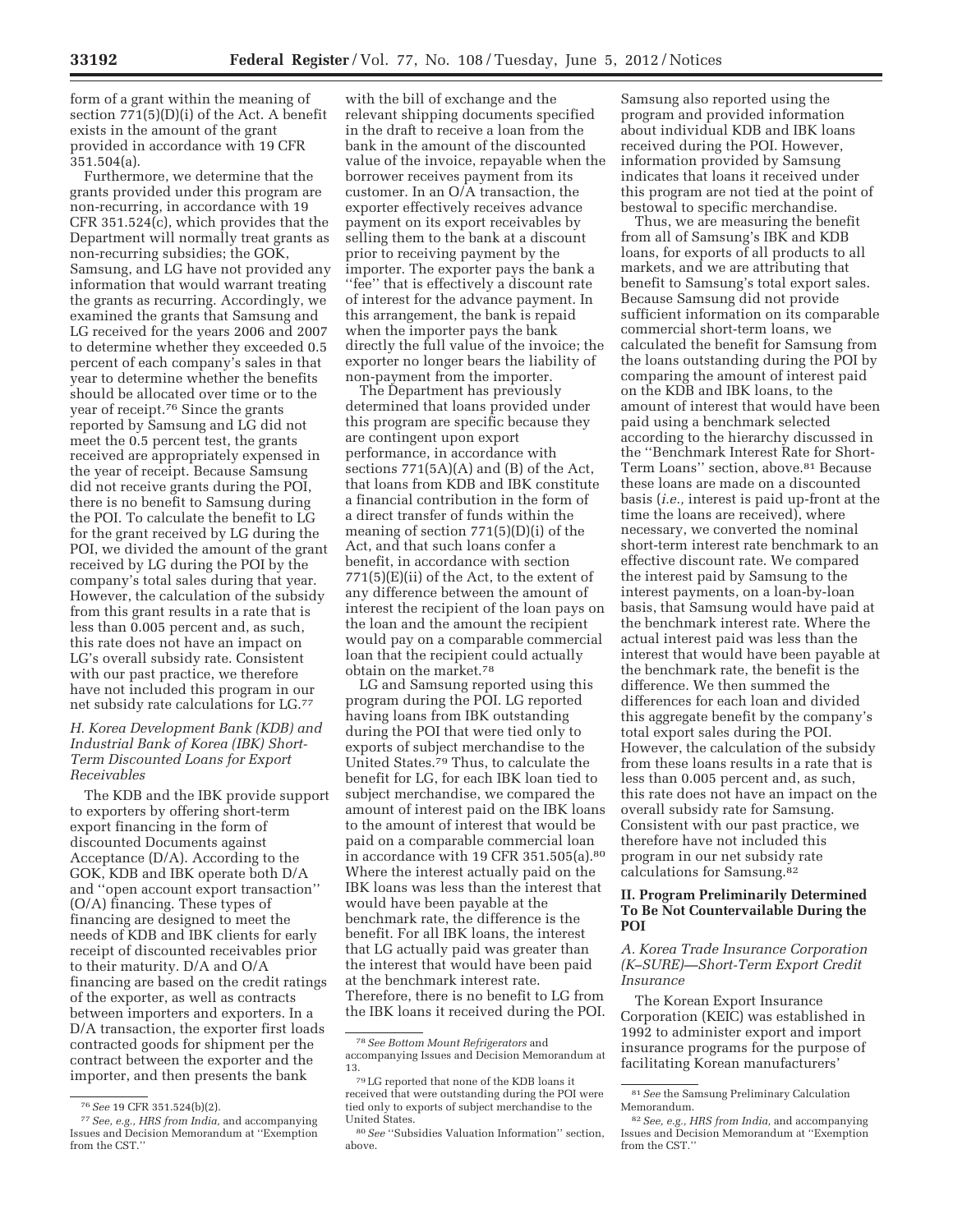form of a grant within the meaning of section 771(5)(D)(i) of the Act. A benefit exists in the amount of the grant provided in accordance with 19 CFR 351.504(a).

Furthermore, we determine that the grants provided under this program are non-recurring, in accordance with 19 CFR 351.524(c), which provides that the Department will normally treat grants as non-recurring subsidies; the GOK, Samsung, and LG have not provided any information that would warrant treating the grants as recurring. Accordingly, we examined the grants that Samsung and LG received for the years 2006 and 2007 to determine whether they exceeded 0.5 percent of each company's sales in that year to determine whether the benefits should be allocated over time or to the year of receipt.[76] Since the grants reported by Samsung and LG did not meet the 0.5 percent test, the grants received are appropriately expensed in the year of receipt. Because Samsung did not receive grants during the POI, there is no benefit to Samsung during the POI. To calculate the benefit to LG for the grant received by LG during the POI, we divided the amount of the grant received by LG during the POI by the company's total sales during that year. However, the calculation of the subsidy from this grant results in a rate that is less than 0.005 percent and, as such, this rate does not have an impact on LG's overall subsidy rate. Consistent with our past practice, we therefore have not included this program in our net subsidy rate calculations for LG.[77]

### H. Korea Development Bank (KDB) and Industrial Bank of Korea (IBK) Short-Term Discounted Loans for Export Receivables

The KDB and the IBK provide support to exporters by offering short-term export financing in the form of discounted Documents against Acceptance (D/A). According to the GOK, KDB and IBK operate both D/A and ''open account export transaction'' (O/A) financing. These types of financing are designed to meet the needs of KDB and IBK clients for early receipt of discounted receivables prior to their maturity. D/A and O/A financing are based on the credit ratings of the exporter, as well as contracts between importers and exporters. In a D/A transaction, the exporter first loads contracted goods for shipment per the contract between the exporter and the importer, and then presents the bank with the bill of exchange and the relevant shipping documents specified in the draft to receive a loan from the bank in the amount of the discounted value of the invoice, repayable when the borrower receives payment from its customer. In an O/A transaction, the exporter effectively receives advance payment on its export receivables by selling them to the bank at a discount prior to receiving payment by the importer. The exporter pays the bank a ''fee'' that is effectively a discount rate of interest for the advance payment. In this arrangement, the bank is repaid when the importer pays the bank directly the full value of the invoice; the exporter no longer bears the liability of non-payment from the importer.

The Department has previously determined that loans provided under this program are specific because they are contingent upon export performance, in accordance with sections 771(5A)(A) and (B) of the Act, that loans from KDB and IBK constitute a financial contribution in the form of a direct transfer of funds within the meaning of section 771(5)(D)(i) of the Act, and that such loans confer a benefit, in accordance with section 771(5)(E)(ii) of the Act, to the extent of any difference between the amount of interest the recipient of the loan pays on the loan and the amount the recipient would pay on a comparable commercial loan that the recipient could actually obtain on the market.[78]

LG and Samsung reported using this program during the POI. LG reported having loans from IBK outstanding during the POI that were tied only to exports of subject merchandise to the United States.[79] Thus, to calculate the benefit for LG, for each IBK loan tied to subject merchandise, we compared the amount of interest paid on the IBK loans to the amount of interest that would be paid on a comparable commercial loan in accordance with 19 CFR 351.505(a).[80] Where the interest actually paid on the IBK loans was less than the interest that would have been payable at the benchmark rate, the difference is the benefit. For all IBK loans, the interest that LG actually paid was greater than the interest that would have been paid at the benchmark interest rate. Therefore, there is no benefit to LG from the IBK loans it received during the POI.

Samsung also reported using the program and provided information about individual KDB and IBK loans received during the POI. However, information provided by Samsung indicates that loans it received under this program are not tied at the point of bestowal to specific merchandise.

Thus, we are measuring the benefit from all of Samsung's IBK and KDB loans, for exports of all products to all markets, and we are attributing that benefit to Samsung's total export sales. Because Samsung did not provide sufficient information on its comparable commercial short-term loans, we calculated the benefit for Samsung from the loans outstanding during the POI by comparing the amount of interest paid on the KDB and IBK loans, to the amount of interest that would have been paid using a benchmark selected according to the hierarchy discussed in the ''Benchmark Interest Rate for Short-Term Loans'' section, above.[81] Because these loans are made on a discounted basis (*i.e.,* interest is paid up-front at the time the loans are received), where necessary, we converted the nominal short-term interest rate benchmark to an effective discount rate. We compared the interest paid by Samsung to the interest payments, on a loan-by-loan basis, that Samsung would have paid at the benchmark interest rate. Where the actual interest paid was less than the interest that would have been payable at the benchmark rate, the benefit is the difference. We then summed the differences for each loan and divided this aggregate benefit by the company's total export sales during the POI. However, the calculation of the subsidy from these loans results in a rate that is less than 0.005 percent and, as such, this rate does not have an impact on the overall subsidy rate for Samsung. Consistent with our past practice, we therefore have not included this program in our net subsidy rate calculations for Samsung.[82]

## II. Program Preliminarily Determined To Be Not Countervailable During the POI

### A. Korea Trade Insurance Corporation (K–SURE)—Short-Term Export Credit Insurance

The Korean Export Insurance Corporation (KEIC) was established in 1992 to administer export and import insurance programs for the purpose of facilitating Korean manufacturers'

---

[76] *See* 19 CFR 351.524(b)(2).

[77] *See, e.g., HRS from India,* and accompanying Issues and Decision Memorandum at ''Exemption from the CST.''

[78] *See Bottom Mount Refrigerators* and accompanying Issues and Decision Memorandum at 13.

[79] LG reported that none of the KDB loans it received that were outstanding during the POI were tied only to exports of subject merchandise to the United States.

[80] *See* ''Subsidies Valuation Information'' section, above.

[81] *See* the Samsung Preliminary Calculation Memorandum.

[82] *See, e.g., HRS from India,* and accompanying Issues and Decision Memorandum at ''Exemption from the CST.''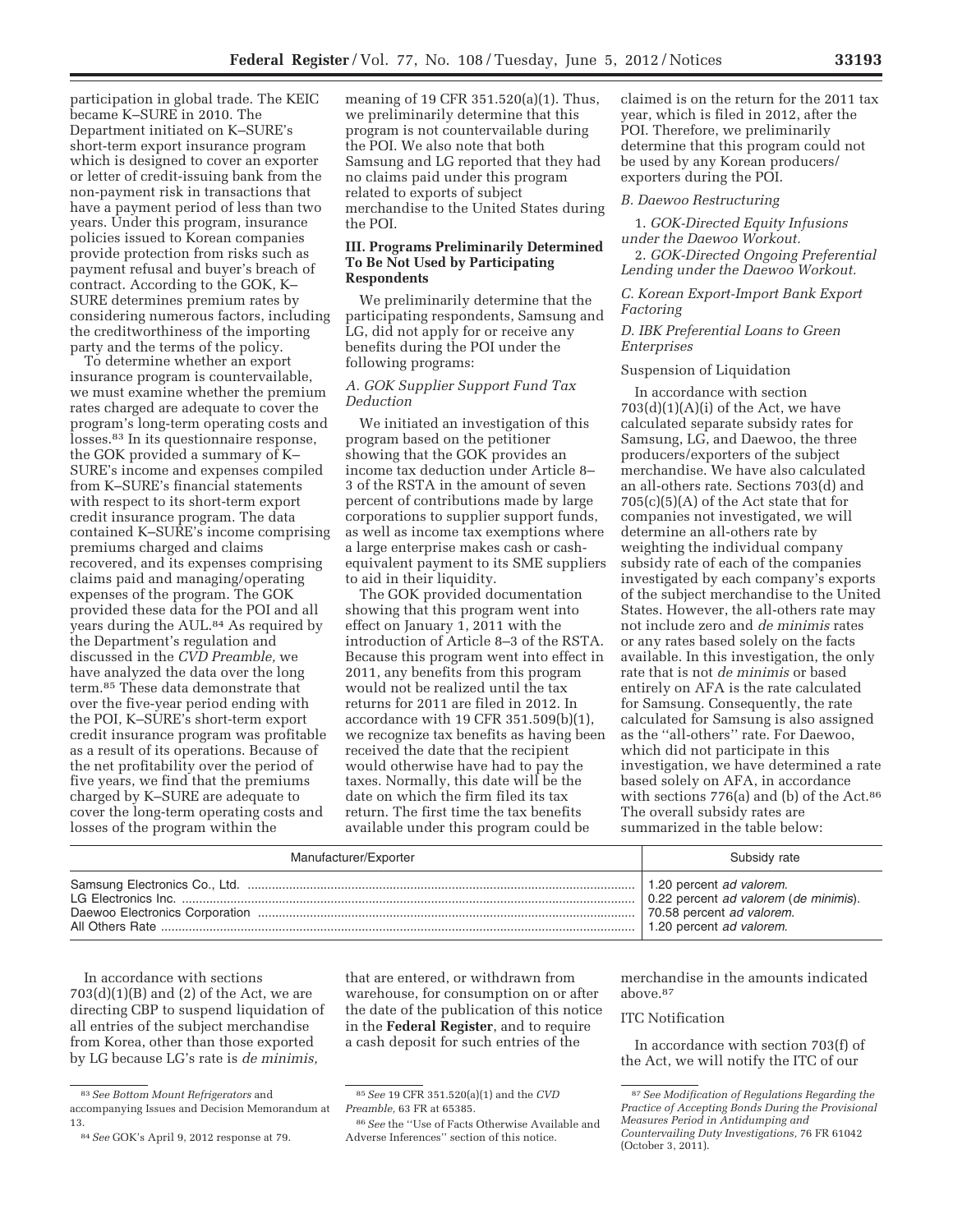participation in global trade. The KEIC became K–SURE in 2010. The Department initiated on K–SURE's short-term export insurance program which is designed to cover an exporter or letter of credit-issuing bank from the non-payment risk in transactions that have a payment period of less than two years. Under this program, insurance policies issued to Korean companies provide protection from risks such as payment refusal and buyer's breach of contract. According to the GOK, K–SURE determines premium rates by considering numerous factors, including the creditworthiness of the importing party and the terms of the policy.

To determine whether an export insurance program is countervailable, we must examine whether the premium rates charged are adequate to cover the program's long-term operating costs and losses.[83] In its questionnaire response, the GOK provided a summary of K–SURE's income and expenses compiled from K–SURE's financial statements with respect to its short-term export credit insurance program. The data contained K–SURE's income comprising premiums charged and claims recovered, and its expenses comprising claims paid and managing/operating expenses of the program. The GOK provided these data for the POI and all years during the AUL.[84] As required by the Department's regulation and discussed in the *CVD Preamble,* we have analyzed the data over the long term.[85] These data demonstrate that over the five-year period ending with the POI, K–SURE's short-term export credit insurance program was profitable as a result of its operations. Because of the net profitability over the period of five years, we find that the premiums charged by K–SURE are adequate to cover the long-term operating costs and losses of the program within the meaning of 19 CFR 351.520(a)(1). Thus, we preliminarily determine that this program is not countervailable during the POI. We also note that both Samsung and LG reported that they had no claims paid under this program related to exports of subject merchandise to the United States during the POI.

### III. Programs Preliminarily Determined To Be Not Used by Participating Respondents

We preliminarily determine that the participating respondents, Samsung and LG, did not apply for or receive any benefits during the POI under the following programs:

#### *A. GOK Supplier Support Fund Tax Deduction*

We initiated an investigation of this program based on the petitioner showing that the GOK provides an income tax deduction under Article 8–3 of the RSTA in the amount of seven percent of contributions made by large corporations to supplier support funds, as well as income tax exemptions where a large enterprise makes cash or cash-equivalent payment to its SME suppliers to aid in their liquidity.

The GOK provided documentation showing that this program went into effect on January 1, 2011 with the introduction of Article 8–3 of the RSTA. Because this program went into effect in 2011, any benefits from this program would not be realized until the tax returns for 2011 are filed in 2012. In accordance with 19 CFR 351.509(b)(1), we recognize tax benefits as having been received the date that the recipient would otherwise have had to pay the taxes. Normally, this date will be the date on which the firm filed its tax return. The first time the tax benefits available under this program could be claimed is on the return for the 2011 tax year, which is filed in 2012, after the POI. Therefore, we preliminarily determine that this program could not be used by any Korean producers/exporters during the POI.

#### *B. Daewoo Restructuring*

1. *GOK-Directed Equity Infusions under the Daewoo Workout.*
2. *GOK-Directed Ongoing Preferential Lending under the Daewoo Workout.*

#### *C. Korean Export-Import Bank Export Factoring*

#### *D. IBK Preferential Loans to Green Enterprises*

## Suspension of Liquidation

In accordance with section 703(d)(1)(A)(i) of the Act, we have calculated separate subsidy rates for Samsung, LG, and Daewoo, the three producers/exporters of the subject merchandise. We have also calculated an all-others rate. Sections 703(d) and 705(c)(5)(A) of the Act state that for companies not investigated, we will determine an all-others rate by weighting the individual company subsidy rate of each of the companies investigated by each company's exports of the subject merchandise to the United States. However, the all-others rate may not include zero and *de minimis* rates or any rates based solely on the facts available. In this investigation, the only rate that is not *de minimis* or based entirely on AFA is the rate calculated for Samsung. Consequently, the rate calculated for Samsung is also assigned as the "all-others" rate. For Daewoo, which did not participate in this investigation, we have determined a rate based solely on AFA, in accordance with sections 776(a) and (b) of the Act.[86] The overall subsidy rates are summarized in the table below:

| Manufacturer/Exporter | Subsidy rate |
|---|---|
| Samsung Electronics Co., Ltd. | 1.20 percent *ad valorem*. |
| LG Electronics Inc. | 0.22 percent *ad valorem* (*de minimis*). |
| Daewoo Electronics Corporation | 70.58 percent *ad valorem*. |
| All Others Rate | 1.20 percent *ad valorem*. |

In accordance with sections 703(d)(1)(B) and (2) of the Act, we are directing CBP to suspend liquidation of all entries of the subject merchandise from Korea, other than those exported by LG because LG's rate is *de minimis,* that are entered, or withdrawn from warehouse, for consumption on or after the date of the publication of this notice in the **Federal Register**, and to require a cash deposit for such entries of the merchandise in the amounts indicated above.[87]

## ITC Notification

In accordance with section 703(f) of the Act, we will notify the ITC of our

---

[83] *See Bottom Mount Refrigerators* and accompanying Issues and Decision Memorandum at 13.

[84] *See* GOK's April 9, 2012 response at 79.

[85] *See* 19 CFR 351.520(a)(1) and the *CVD Preamble,* 63 FR at 65385.

[86] *See* the "Use of Facts Otherwise Available and Adverse Inferences" section of this notice.

[87] *See Modification of Regulations Regarding the Practice of Accepting Bonds During the Provisional Measures Period in Antidumping and Countervailing Duty Investigations,* 76 FR 61042 (October 3, 2011).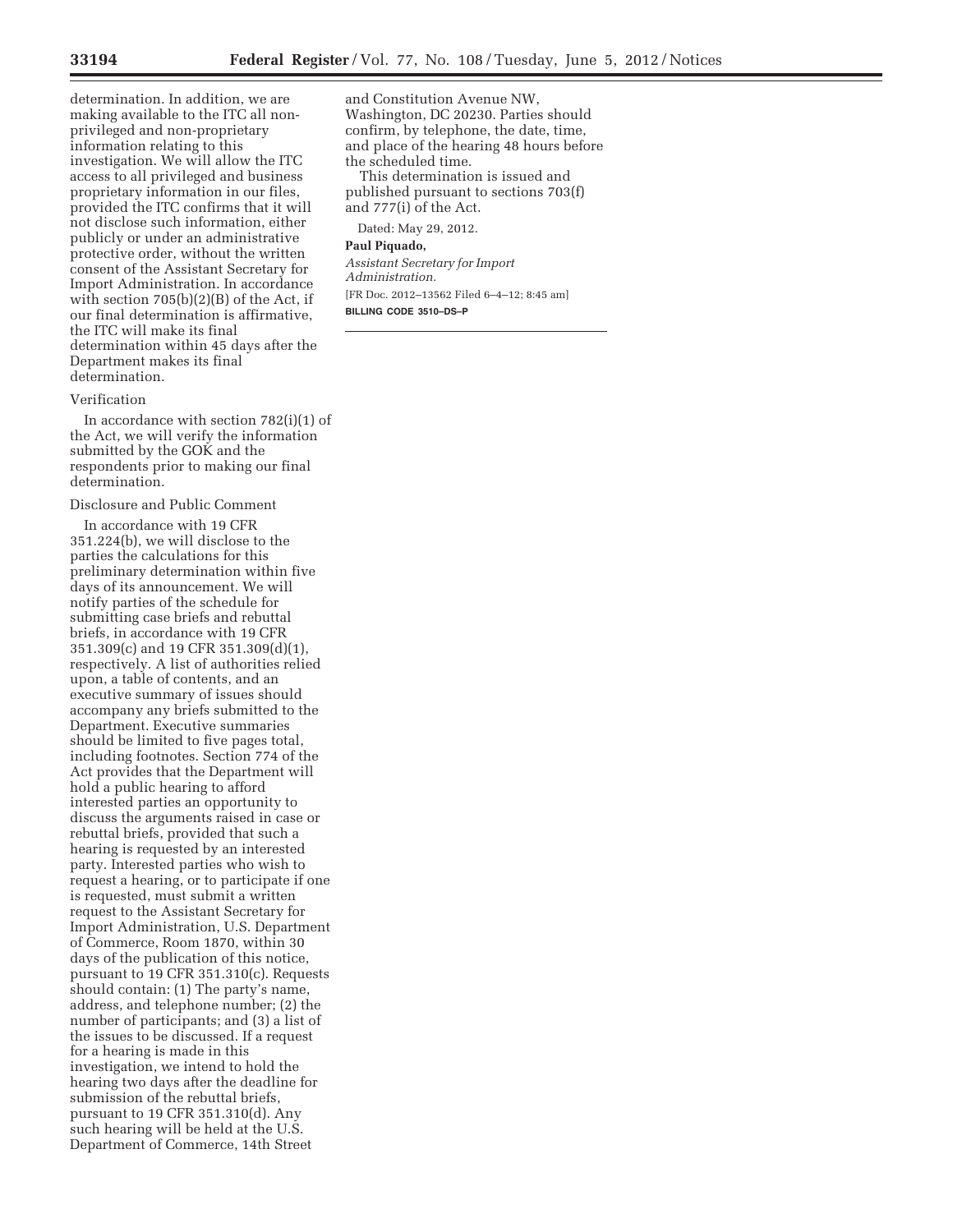determination. In addition, we are making available to the ITC all non-privileged and non-proprietary information relating to this investigation. We will allow the ITC access to all privileged and business proprietary information in our files, provided the ITC confirms that it will not disclose such information, either publicly or under an administrative protective order, without the written consent of the Assistant Secretary for Import Administration. In accordance with section 705(b)(2)(B) of the Act, if our final determination is affirmative, the ITC will make its final determination within 45 days after the Department makes its final determination.

Verification

In accordance with section 782(i)(1) of the Act, we will verify the information submitted by the GOK and the respondents prior to making our final determination.

Disclosure and Public Comment

In accordance with 19 CFR 351.224(b), we will disclose to the parties the calculations for this preliminary determination within five days of its announcement. We will notify parties of the schedule for submitting case briefs and rebuttal briefs, in accordance with 19 CFR 351.309(c) and 19 CFR 351.309(d)(1), respectively. A list of authorities relied upon, a table of contents, and an executive summary of issues should accompany any briefs submitted to the Department. Executive summaries should be limited to five pages total, including footnotes. Section 774 of the Act provides that the Department will hold a public hearing to afford interested parties an opportunity to discuss the arguments raised in case or rebuttal briefs, provided that such a hearing is requested by an interested party. Interested parties who wish to request a hearing, or to participate if one is requested, must submit a written request to the Assistant Secretary for Import Administration, U.S. Department of Commerce, Room 1870, within 30 days of the publication of this notice, pursuant to 19 CFR 351.310(c). Requests should contain: (1) The party's name, address, and telephone number; (2) the number of participants; and (3) a list of the issues to be discussed. If a request for a hearing is made in this investigation, we intend to hold the hearing two days after the deadline for submission of the rebuttal briefs, pursuant to 19 CFR 351.310(d). Any such hearing will be held at the U.S. Department of Commerce, 14th Street and Constitution Avenue NW, Washington, DC 20230. Parties should confirm, by telephone, the date, time, and place of the hearing 48 hours before the scheduled time.

This determination is issued and published pursuant to sections 703(f) and 777(i) of the Act.

Dated: May 29, 2012.

**Paul Piquado,**

*Assistant Secretary for Import Administration.*

[FR Doc. 2012–13562 Filed 6–4–12; 8:45 am]

**BILLING CODE 3510–DS–P**